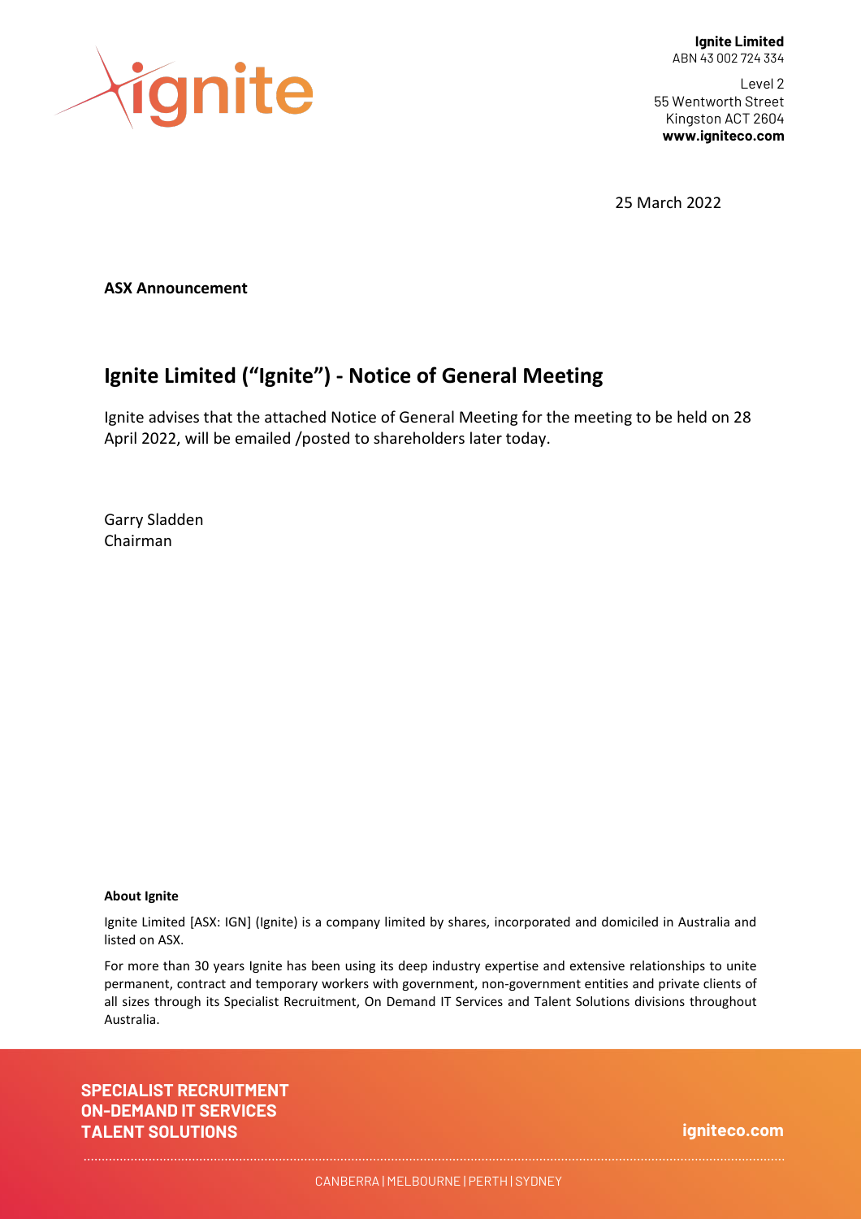**Ignite Limited**
ABN 43 002 724 334

Level 2
55 Wentworth Street
Kingston ACT 2604
**www.igniteco.com**

25 March 2022

**ASX Announcement**

# Ignite Limited ("Ignite") - Notice of General Meeting

Ignite advises that the attached Notice of General Meeting for the meeting to be held on 28 April 2022, will be emailed /posted to shareholders later today.

Garry Sladden
Chairman

**About Ignite**

Ignite Limited [ASX: IGN] (Ignite) is a company limited by shares, incorporated and domiciled in Australia and listed on ASX.

For more than 30 years Ignite has been using its deep industry expertise and extensive relationships to unite permanent, contract and temporary workers with government, non-government entities and private clients of all sizes through its Specialist Recruitment, On Demand IT Services and Talent Solutions divisions throughout Australia.

**SPECIALIST RECRUITMENT**
**ON-DEMAND IT SERVICES**
**TALENT SOLUTIONS**

**igniteco.com**

CANBERRA | MELBOURNE | PERTH | SYDNEY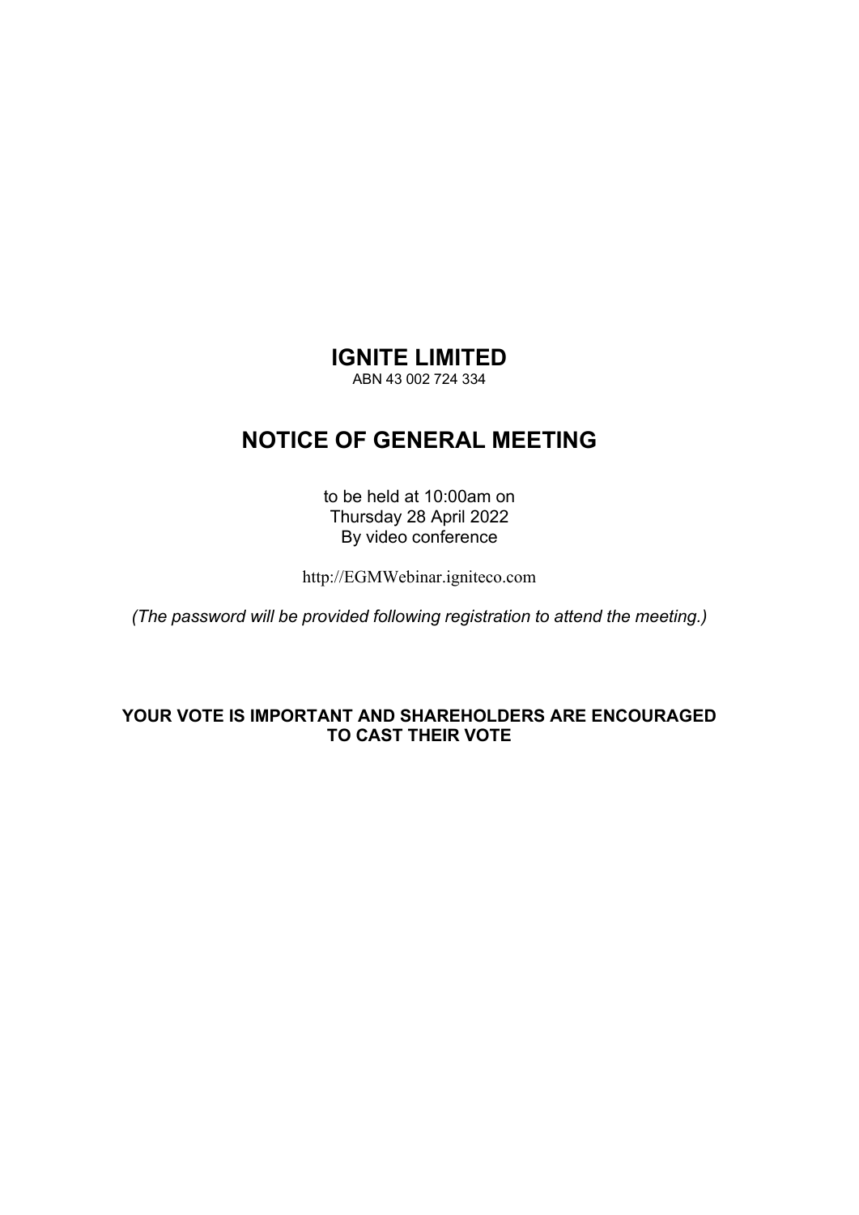# IGNITE LIMITED

ABN 43 002 724 334

# NOTICE OF GENERAL MEETING

to be held at 10:00am on
Thursday 28 April 2022
By video conference

http://EGMWebinar.igniteco.com

*(The password will be provided following registration to attend the meeting.)*

**YOUR VOTE IS IMPORTANT AND SHAREHOLDERS ARE ENCOURAGED TO CAST THEIR VOTE**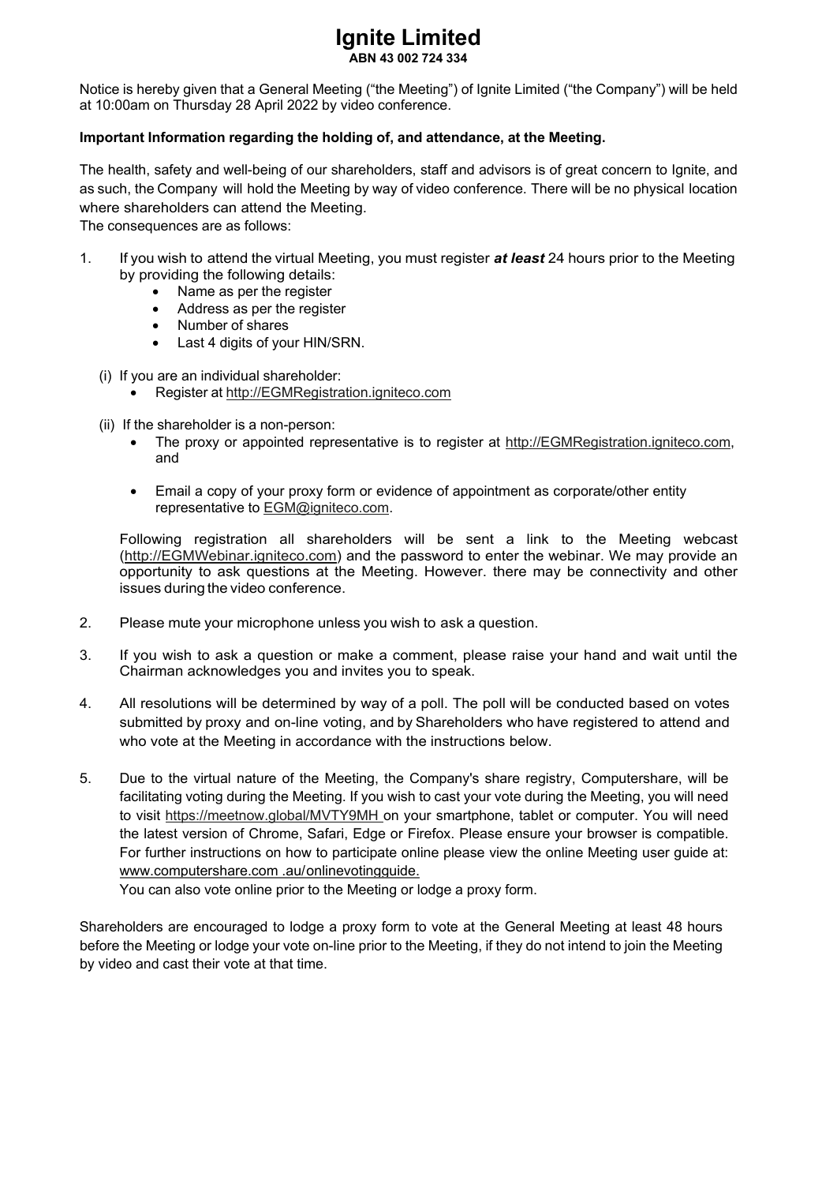# Ignite Limited

**ABN 43 002 724 334**

Notice is hereby given that a General Meeting ("the Meeting") of Ignite Limited ("the Company") will be held at 10:00am on Thursday 28 April 2022 by video conference.

**Important Information regarding the holding of, and attendance, at the Meeting.**

The health, safety and well-being of our shareholders, staff and advisors is of great concern to Ignite, and as such, the Company will hold the Meeting by way of video conference. There will be no physical location where shareholders can attend the Meeting.

The consequences are as follows:

1. If you wish to attend the virtual Meeting, you must register ***at least*** 24 hours prior to the Meeting by providing the following details:
   - Name as per the register
   - Address as per the register
   - Number of shares
   - Last 4 digits of your HIN/SRN.

   (i) If you are an individual shareholder:
   - Register at http://EGMRegistration.igniteco.com

   (ii) If the shareholder is a non-person:
   - The proxy or appointed representative is to register at http://EGMRegistration.igniteco.com, and
   - Email a copy of your proxy form or evidence of appointment as corporate/other entity representative to EGM@igniteco.com.

   Following registration all shareholders will be sent a link to the Meeting webcast (http://EGMWebinar.igniteco.com) and the password to enter the webinar. We may provide an opportunity to ask questions at the Meeting. However. there may be connectivity and other issues during the video conference.

2. Please mute your microphone unless you wish to ask a question.

3. If you wish to ask a question or make a comment, please raise your hand and wait until the Chairman acknowledges you and invites you to speak.

4. All resolutions will be determined by way of a poll. The poll will be conducted based on votes submitted by proxy and on-line voting, and by Shareholders who have registered to attend and who vote at the Meeting in accordance with the instructions below.

5. Due to the virtual nature of the Meeting, the Company's share registry, Computershare, will be facilitating voting during the Meeting. If you wish to cast your vote during the Meeting, you will need to visit https://meetnow.global/MVTY9MH on your smartphone, tablet or computer. You will need the latest version of Chrome, Safari, Edge or Firefox. Please ensure your browser is compatible. For further instructions on how to participate online please view the online Meeting user guide at: www.computershare.com .au/onlinevotingguide.

   You can also vote online prior to the Meeting or lodge a proxy form.

Shareholders are encouraged to lodge a proxy form to vote at the General Meeting at least 48 hours before the Meeting or lodge your vote on-line prior to the Meeting, if they do not intend to join the Meeting by video and cast their vote at that time.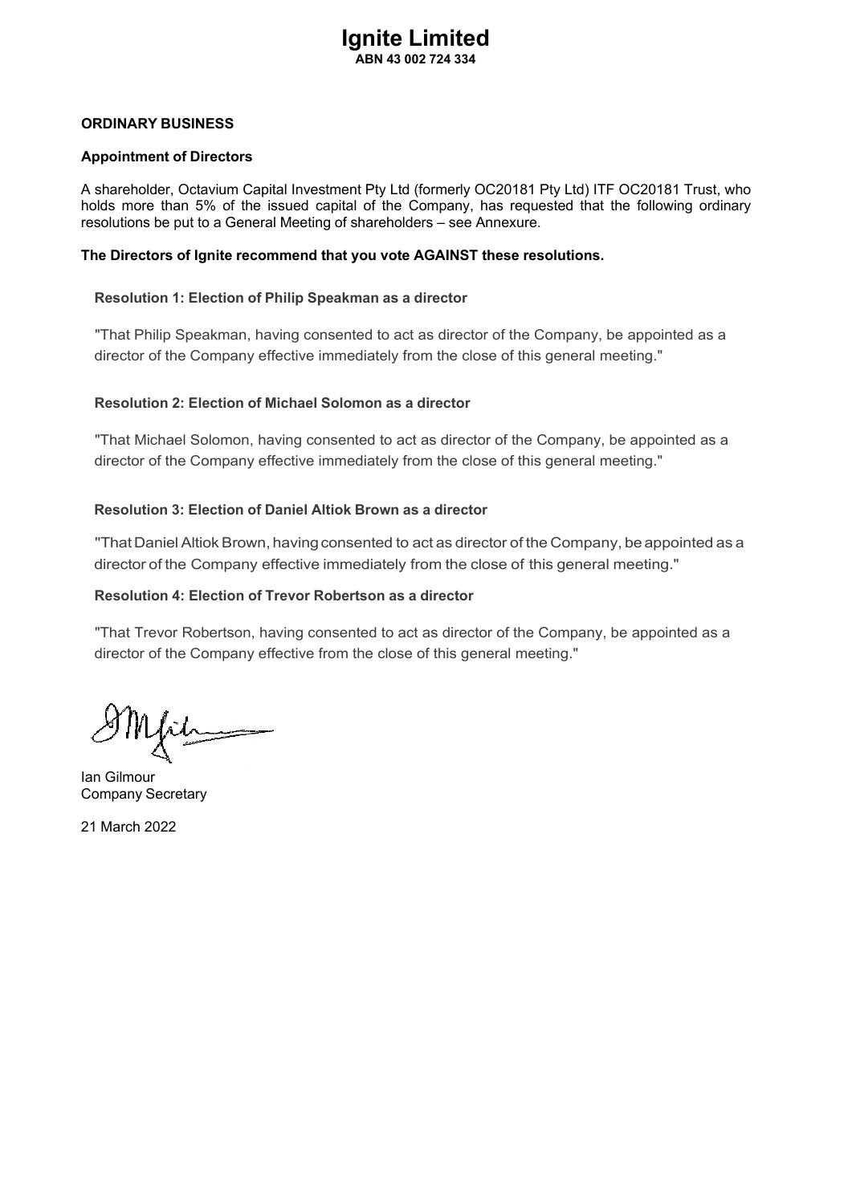# Ignite Limited

**ABN 43 002 724 334**

## ORDINARY BUSINESS

### Appointment of Directors

A shareholder, Octavium Capital Investment Pty Ltd (formerly OC20181 Pty Ltd) ITF OC20181 Trust, who holds more than 5% of the issued capital of the Company, has requested that the following ordinary resolutions be put to a General Meeting of shareholders – see Annexure.

**The Directors of Ignite recommend that you vote AGAINST these resolutions.**

#### Resolution 1: Election of Philip Speakman as a director

"That Philip Speakman, having consented to act as director of the Company, be appointed as a director of the Company effective immediately from the close of this general meeting."

#### Resolution 2: Election of Michael Solomon as a director

"That Michael Solomon, having consented to act as director of the Company, be appointed as a director of the Company effective immediately from the close of this general meeting."

#### Resolution 3: Election of Daniel Altiok Brown as a director

"That Daniel Altiok Brown, having consented to act as director of the Company, be appointed as a director of the Company effective immediately from the close of this general meeting."

#### Resolution 4: Election of Trevor Robertson as a director

"That Trevor Robertson, having consented to act as director of the Company, be appointed as a director of the Company effective from the close of this general meeting."

Ian Gilmour
Company Secretary

21 March 2022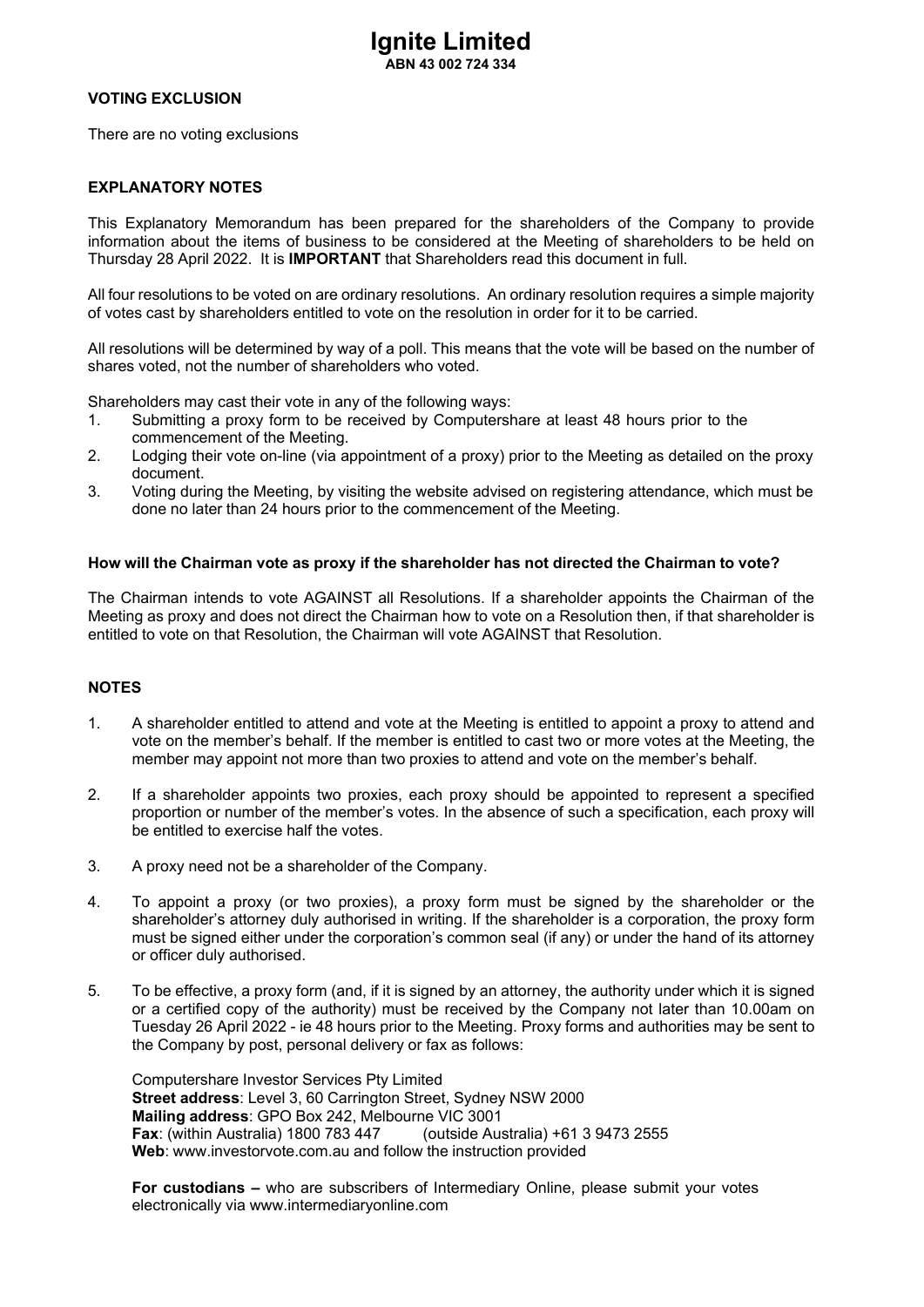# Ignite Limited

**ABN 43 002 724 334**

**VOTING EXCLUSION**

There are no voting exclusions

**EXPLANATORY NOTES**

This Explanatory Memorandum has been prepared for the shareholders of the Company to provide information about the items of business to be considered at the Meeting of shareholders to be held on Thursday 28 April 2022. It is **IMPORTANT** that Shareholders read this document in full.

All four resolutions to be voted on are ordinary resolutions. An ordinary resolution requires a simple majority of votes cast by shareholders entitled to vote on the resolution in order for it to be carried.

All resolutions will be determined by way of a poll. This means that the vote will be based on the number of shares voted, not the number of shareholders who voted.

Shareholders may cast their vote in any of the following ways:

1. Submitting a proxy form to be received by Computershare at least 48 hours prior to the commencement of the Meeting.
2. Lodging their vote on-line (via appointment of a proxy) prior to the Meeting as detailed on the proxy document.
3. Voting during the Meeting, by visiting the website advised on registering attendance, which must be done no later than 24 hours prior to the commencement of the Meeting.

**How will the Chairman vote as proxy if the shareholder has not directed the Chairman to vote?**

The Chairman intends to vote AGAINST all Resolutions. If a shareholder appoints the Chairman of the Meeting as proxy and does not direct the Chairman how to vote on a Resolution then, if that shareholder is entitled to vote on that Resolution, the Chairman will vote AGAINST that Resolution.

**NOTES**

1. A shareholder entitled to attend and vote at the Meeting is entitled to appoint a proxy to attend and vote on the member's behalf. If the member is entitled to cast two or more votes at the Meeting, the member may appoint not more than two proxies to attend and vote on the member's behalf.

2. If a shareholder appoints two proxies, each proxy should be appointed to represent a specified proportion or number of the member's votes. In the absence of such a specification, each proxy will be entitled to exercise half the votes.

3. A proxy need not be a shareholder of the Company.

4. To appoint a proxy (or two proxies), a proxy form must be signed by the shareholder or the shareholder's attorney duly authorised in writing. If the shareholder is a corporation, the proxy form must be signed either under the corporation's common seal (if any) or under the hand of its attorney or officer duly authorised.

5. To be effective, a proxy form (and, if it is signed by an attorney, the authority under which it is signed or a certified copy of the authority) must be received by the Company not later than 10.00am on Tuesday 26 April 2022 - ie 48 hours prior to the Meeting. Proxy forms and authorities may be sent to the Company by post, personal delivery or fax as follows:

   Computershare Investor Services Pty Limited
   **Street address**: Level 3, 60 Carrington Street, Sydney NSW 2000
   **Mailing address**: GPO Box 242, Melbourne VIC 3001
   **Fax**: (within Australia) 1800 783 447 (outside Australia) +61 3 9473 2555
   **Web**: www.investorvote.com.au and follow the instruction provided

   **For custodians –** who are subscribers of Intermediary Online, please submit your votes electronically via www.intermediaryonline.com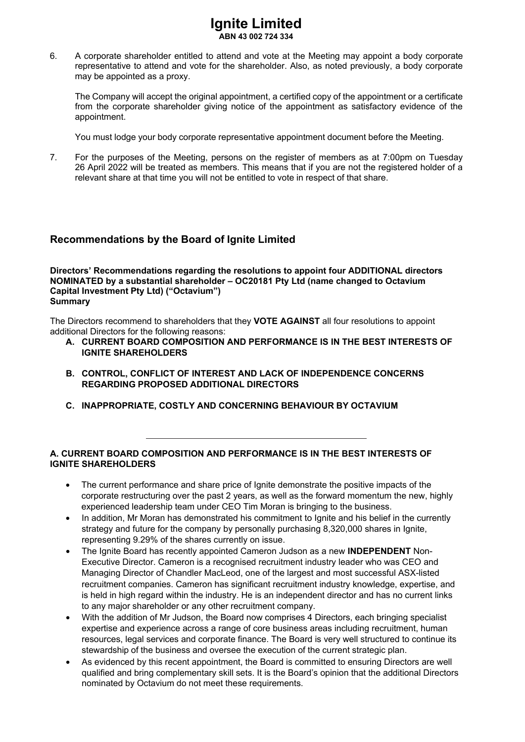6. A corporate shareholder entitled to attend and vote at the Meeting may appoint a body corporate representative to attend and vote for the shareholder. Also, as noted previously, a body corporate may be appointed as a proxy.

   The Company will accept the original appointment, a certified copy of the appointment or a certificate from the corporate shareholder giving notice of the appointment as satisfactory evidence of the appointment.

   You must lodge your body corporate representative appointment document before the Meeting.

7. For the purposes of the Meeting, persons on the register of members as at 7:00pm on Tuesday 26 April 2022 will be treated as members. This means that if you are not the registered holder of a relevant share at that time you will not be entitled to vote in respect of that share.

## Recommendations by the Board of Ignite Limited

**Directors' Recommendations regarding the resolutions to appoint four ADDITIONAL directors NOMINATED by a substantial shareholder – OC20181 Pty Ltd (name changed to Octavium Capital Investment Pty Ltd) ("Octavium")**
**Summary**

The Directors recommend to shareholders that they **VOTE AGAINST** all four resolutions to appoint additional Directors for the following reasons:

- **A. CURRENT BOARD COMPOSITION AND PERFORMANCE IS IN THE BEST INTERESTS OF IGNITE SHAREHOLDERS**
- **B. CONTROL, CONFLICT OF INTEREST AND LACK OF INDEPENDENCE CONCERNS REGARDING PROPOSED ADDITIONAL DIRECTORS**
- **C. INAPPROPRIATE, COSTLY AND CONCERNING BEHAVIOUR BY OCTAVIUM**

---

**A. CURRENT BOARD COMPOSITION AND PERFORMANCE IS IN THE BEST INTERESTS OF IGNITE SHAREHOLDERS**

- The current performance and share price of Ignite demonstrate the positive impacts of the corporate restructuring over the past 2 years, as well as the forward momentum the new, highly experienced leadership team under CEO Tim Moran is bringing to the business.
- In addition, Mr Moran has demonstrated his commitment to Ignite and his belief in the currently strategy and future for the company by personally purchasing 8,320,000 shares in Ignite, representing 9.29% of the shares currently on issue.
- The Ignite Board has recently appointed Cameron Judson as a new **INDEPENDENT** Non-Executive Director. Cameron is a recognised recruitment industry leader who was CEO and Managing Director of Chandler MacLeod, one of the largest and most successful ASX-listed recruitment companies. Cameron has significant recruitment industry knowledge, expertise, and is held in high regard within the industry. He is an independent director and has no current links to any major shareholder or any other recruitment company.
- With the addition of Mr Judson, the Board now comprises 4 Directors, each bringing specialist expertise and experience across a range of core business areas including recruitment, human resources, legal services and corporate finance. The Board is very well structured to continue its stewardship of the business and oversee the execution of the current strategic plan.
- As evidenced by this recent appointment, the Board is committed to ensuring Directors are well qualified and bring complementary skill sets. It is the Board's opinion that the additional Directors nominated by Octavium do not meet these requirements.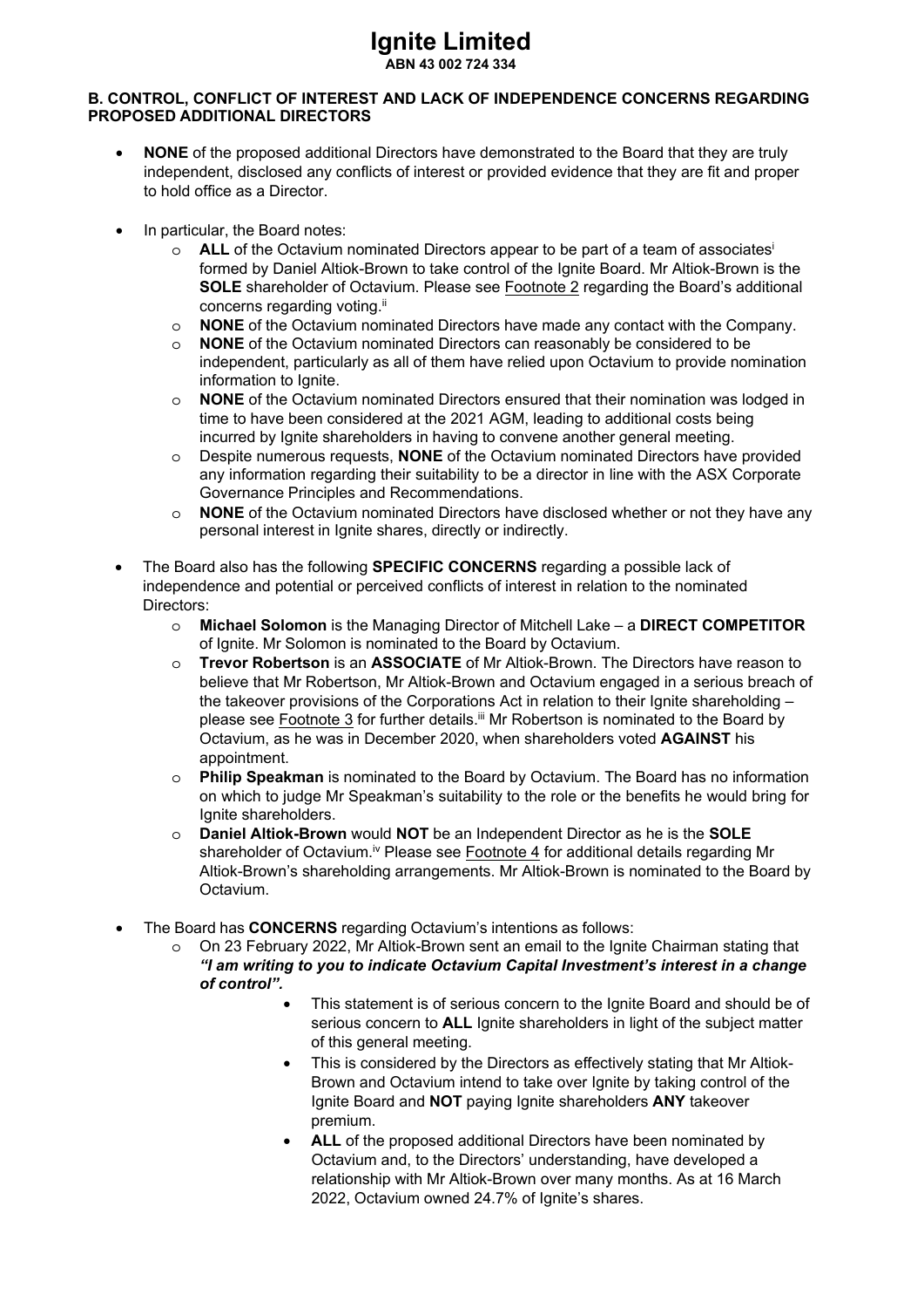# Ignite Limited

**ABN 43 002 724 334**

**B. CONTROL, CONFLICT OF INTEREST AND LACK OF INDEPENDENCE CONCERNS REGARDING PROPOSED ADDITIONAL DIRECTORS**

- **NONE** of the proposed additional Directors have demonstrated to the Board that they are truly independent, disclosed any conflicts of interest or provided evidence that they are fit and proper to hold office as a Director.
- In particular, the Board notes:
  - **ALL** of the Octavium nominated Directors appear to be part of a team of associates[i] formed by Daniel Altiok-Brown to take control of the Ignite Board. Mr Altiok-Brown is the **SOLE** shareholder of Octavium. Please see Footnote 2 regarding the Board's additional concerns regarding voting.[ii]
  - **NONE** of the Octavium nominated Directors have made any contact with the Company.
  - **NONE** of the Octavium nominated Directors can reasonably be considered to be independent, particularly as all of them have relied upon Octavium to provide nomination information to Ignite.
  - **NONE** of the Octavium nominated Directors ensured that their nomination was lodged in time to have been considered at the 2021 AGM, leading to additional costs being incurred by Ignite shareholders in having to convene another general meeting.
  - Despite numerous requests, **NONE** of the Octavium nominated Directors have provided any information regarding their suitability to be a director in line with the ASX Corporate Governance Principles and Recommendations.
  - **NONE** of the Octavium nominated Directors have disclosed whether or not they have any personal interest in Ignite shares, directly or indirectly.
- The Board also has the following **SPECIFIC CONCERNS** regarding a possible lack of independence and potential or perceived conflicts of interest in relation to the nominated Directors:
  - **Michael Solomon** is the Managing Director of Mitchell Lake – a **DIRECT COMPETITOR** of Ignite. Mr Solomon is nominated to the Board by Octavium.
  - **Trevor Robertson** is an **ASSOCIATE** of Mr Altiok-Brown. The Directors have reason to believe that Mr Robertson, Mr Altiok-Brown and Octavium engaged in a serious breach of the takeover provisions of the Corporations Act in relation to their Ignite shareholding – please see Footnote 3 for further details.[iii] Mr Robertson is nominated to the Board by Octavium, as he was in December 2020, when shareholders voted **AGAINST** his appointment.
  - **Philip Speakman** is nominated to the Board by Octavium. The Board has no information on which to judge Mr Speakman's suitability to the role or the benefits he would bring for Ignite shareholders.
  - **Daniel Altiok-Brown** would **NOT** be an Independent Director as he is the **SOLE** shareholder of Octavium.[iv] Please see Footnote 4 for additional details regarding Mr Altiok-Brown's shareholding arrangements. Mr Altiok-Brown is nominated to the Board by Octavium.
- The Board has **CONCERNS** regarding Octavium's intentions as follows:
  - On 23 February 2022, Mr Altiok-Brown sent an email to the Ignite Chairman stating that ***"I am writing to you to indicate Octavium Capital Investment's interest in a change of control".***
    - This statement is of serious concern to the Ignite Board and should be of serious concern to **ALL** Ignite shareholders in light of the subject matter of this general meeting.
    - This is considered by the Directors as effectively stating that Mr Altiok-Brown and Octavium intend to take over Ignite by taking control of the Ignite Board and **NOT** paying Ignite shareholders **ANY** takeover premium.
    - **ALL** of the proposed additional Directors have been nominated by Octavium and, to the Directors' understanding, have developed a relationship with Mr Altiok-Brown over many months. As at 16 March 2022, Octavium owned 24.7% of Ignite's shares.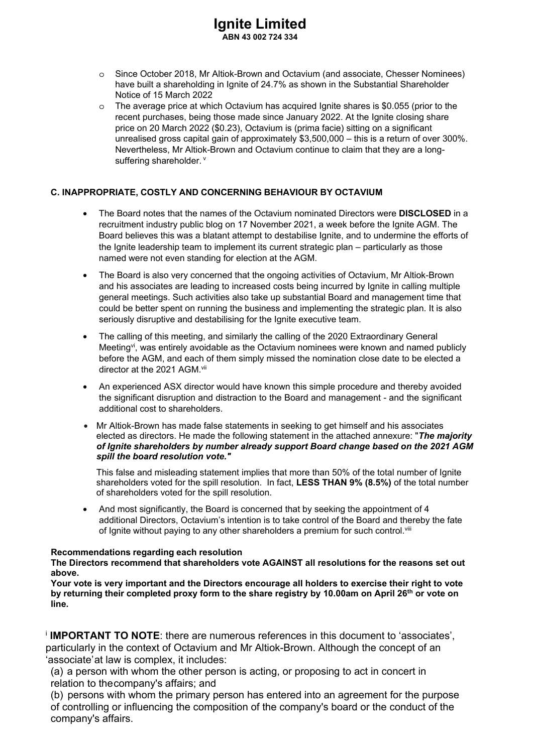- Since October 2018, Mr Altiok-Brown and Octavium (and associate, Chesser Nominees) have built a shareholding in Ignite of 24.7% as shown in the Substantial Shareholder Notice of 15 March 2022
- The average price at which Octavium has acquired Ignite shares is $0.055 (prior to the recent purchases, being those made since January 2022. At the Ignite closing share price on 20 March 2022 ($0.23), Octavium is (prima facie) sitting on a significant unrealised gross capital gain of approximately $3,500,000 – this is a return of over 300%. Nevertheless, Mr Altiok-Brown and Octavium continue to claim that they are a long-suffering shareholder. [v]

### C. INAPPROPRIATE, COSTLY AND CONCERNING BEHAVIOUR BY OCTAVIUM

- The Board notes that the names of the Octavium nominated Directors were **DISCLOSED** in a recruitment industry public blog on 17 November 2021, a week before the Ignite AGM. The Board believes this was a blatant attempt to destabilise Ignite, and to undermine the efforts of the Ignite leadership team to implement its current strategic plan – particularly as those named were not even standing for election at the AGM.
- The Board is also very concerned that the ongoing activities of Octavium, Mr Altiok-Brown and his associates are leading to increased costs being incurred by Ignite in calling multiple general meetings. Such activities also take up substantial Board and management time that could be better spent on running the business and implementing the strategic plan. It is also seriously disruptive and destabilising for the Ignite executive team.
- The calling of this meeting, and similarly the calling of the 2020 Extraordinary General Meeting[vi], was entirely avoidable as the Octavium nominees were known and named publicly before the AGM, and each of them simply missed the nomination close date to be elected a director at the 2021 AGM.[vii]
- An experienced ASX director would have known this simple procedure and thereby avoided the significant disruption and distraction to the Board and management - and the significant additional cost to shareholders.
- Mr Altiok-Brown has made false statements in seeking to get himself and his associates elected as directors. He made the following statement in the attached annexure: "***The majority of Ignite shareholders by number already support Board change based on the 2021 AGM spill the board resolution vote."***

  This false and misleading statement implies that more than 50% of the total number of Ignite shareholders voted for the spill resolution. In fact, **LESS THAN 9% (8.5%)** of the total number of shareholders voted for the spill resolution.
- And most significantly, the Board is concerned that by seeking the appointment of 4 additional Directors, Octavium's intention is to take control of the Board and thereby the fate of Ignite without paying to any other shareholders a premium for such control.[viii]

**Recommendations regarding each resolution**

**The Directors recommend that shareholders vote AGAINST all resolutions for the reasons set out above.**

**Your vote is very important and the Directors encourage all holders to exercise their right to vote by returning their completed proxy form to the share registry by 10.00am on April 26th or vote on line.**

[i] **IMPORTANT TO NOTE**: there are numerous references in this document to 'associates', particularly in the context of Octavium and Mr Altiok-Brown. Although the concept of an 'associate' at law is complex, it includes:

(a) a person with whom the other person is acting, or proposing to act in concert in relation to the company's affairs; and

(b) persons with whom the primary person has entered into an agreement for the purpose of controlling or influencing the composition of the company's board or the conduct of the company's affairs.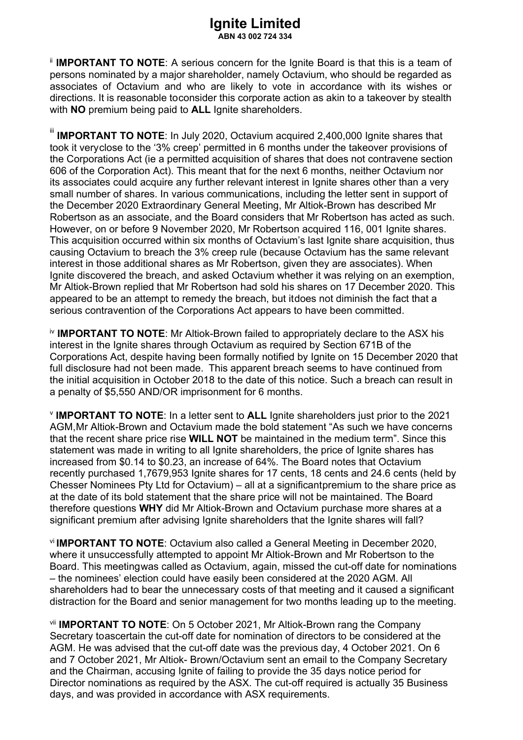# Ignite Limited

**ABN 43 002 724 334**

[ii] **IMPORTANT TO NOTE**: A serious concern for the Ignite Board is that this is a team of persons nominated by a major shareholder, namely Octavium, who should be regarded as associates of Octavium and who are likely to vote in accordance with its wishes or directions. It is reasonable toconsider this corporate action as akin to a takeover by stealth with **NO** premium being paid to **ALL** Ignite shareholders.

[iii] **IMPORTANT TO NOTE**: In July 2020, Octavium acquired 2,400,000 Ignite shares that took it veryclose to the '3% creep' permitted in 6 months under the takeover provisions of the Corporations Act (ie a permitted acquisition of shares that does not contravene section 606 of the Corporation Act). This meant that for the next 6 months, neither Octavium nor its associates could acquire any further relevant interest in Ignite shares other than a very small number of shares. In various communications, including the letter sent in support of the December 2020 Extraordinary General Meeting, Mr Altiok-Brown has described Mr Robertson as an associate, and the Board considers that Mr Robertson has acted as such. However, on or before 9 November 2020, Mr Robertson acquired 116, 001 Ignite shares. This acquisition occurred within six months of Octavium's last Ignite share acquisition, thus causing Octavium to breach the 3% creep rule (because Octavium has the same relevant interest in those additional shares as Mr Robertson, given they are associates). When Ignite discovered the breach, and asked Octavium whether it was relying on an exemption, Mr Altiok-Brown replied that Mr Robertson had sold his shares on 17 December 2020. This appeared to be an attempt to remedy the breach, but itdoes not diminish the fact that a serious contravention of the Corporations Act appears to have been committed.

[iv] **IMPORTANT TO NOTE**: Mr Altiok-Brown failed to appropriately declare to the ASX his interest in the Ignite shares through Octavium as required by Section 671B of the Corporations Act, despite having been formally notified by Ignite on 15 December 2020 that full disclosure had not been made. This apparent breach seems to have continued from the initial acquisition in October 2018 to the date of this notice. Such a breach can result in a penalty of $5,550 AND/OR imprisonment for 6 months.

[v] **IMPORTANT TO NOTE**: In a letter sent to **ALL** Ignite shareholders just prior to the 2021 AGM,Mr Altiok-Brown and Octavium made the bold statement "As such we have concerns that the recent share price rise **WILL NOT** be maintained in the medium term". Since this statement was made in writing to all Ignite shareholders, the price of Ignite shares has increased from $0.14 to $0.23, an increase of 64%. The Board notes that Octavium recently purchased 1,7679,953 Ignite shares for 17 cents, 18 cents and 24.6 cents (held by Chesser Nominees Pty Ltd for Octavium) – all at a significantpremium to the share price as at the date of its bold statement that the share price will not be maintained. The Board therefore questions **WHY** did Mr Altiok-Brown and Octavium purchase more shares at a significant premium after advising Ignite shareholders that the Ignite shares will fall?

[vi] **IMPORTANT TO NOTE**: Octavium also called a General Meeting in December 2020, where it unsuccessfully attempted to appoint Mr Altiok-Brown and Mr Robertson to the Board. This meetingwas called as Octavium, again, missed the cut-off date for nominations – the nominees' election could have easily been considered at the 2020 AGM. All shareholders had to bear the unnecessary costs of that meeting and it caused a significant distraction for the Board and senior management for two months leading up to the meeting.

[vii] **IMPORTANT TO NOTE**: On 5 October 2021, Mr Altiok-Brown rang the Company Secretary toascertain the cut-off date for nomination of directors to be considered at the AGM. He was advised that the cut-off date was the previous day, 4 October 2021. On 6 and 7 October 2021, Mr Altiok- Brown/Octavium sent an email to the Company Secretary and the Chairman, accusing Ignite of failing to provide the 35 days notice period for Director nominations as required by the ASX. The cut-off required is actually 35 Business days, and was provided in accordance with ASX requirements.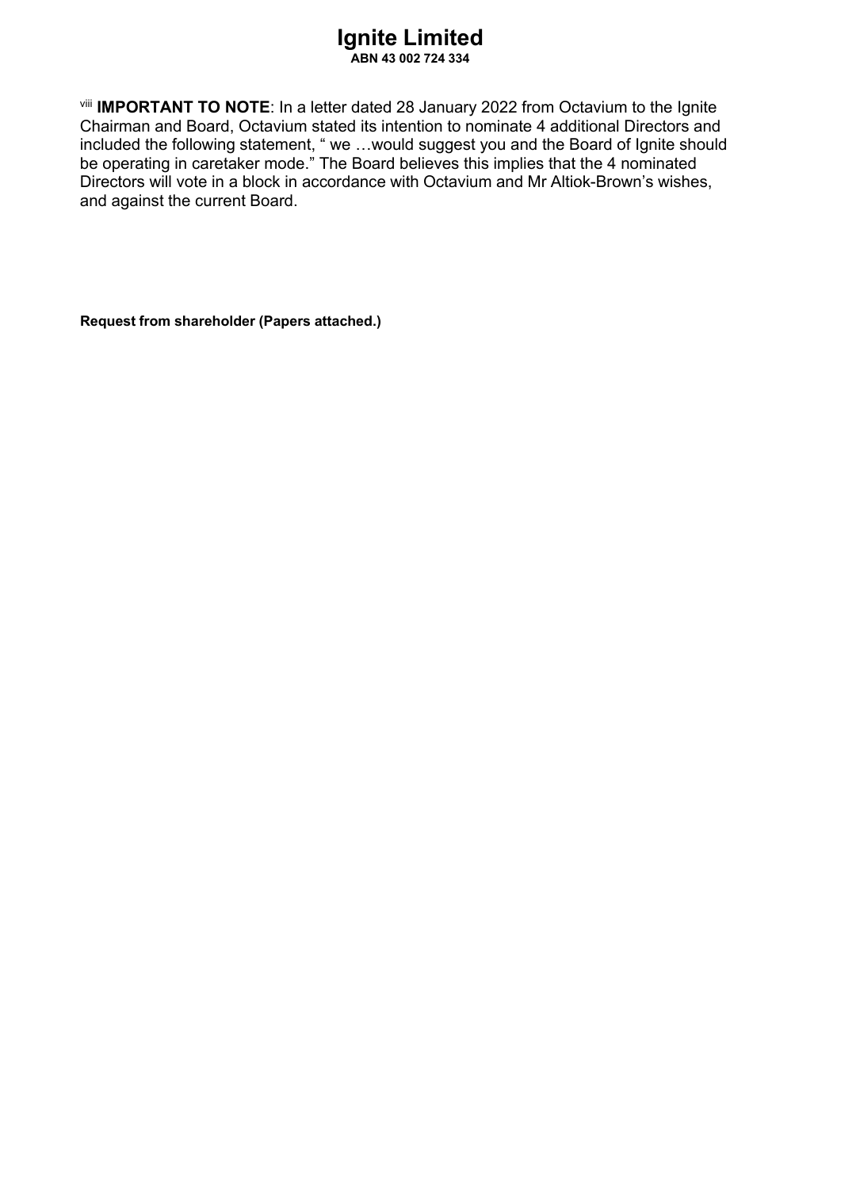# Ignite Limited

**ABN 43 002 724 334**

[viii] **IMPORTANT TO NOTE**: In a letter dated 28 January 2022 from Octavium to the Ignite Chairman and Board, Octavium stated its intention to nominate 4 additional Directors and included the following statement, " we …would suggest you and the Board of Ignite should be operating in caretaker mode." The Board believes this implies that the 4 nominated Directors will vote in a block in accordance with Octavium and Mr Altiok-Brown's wishes, and against the current Board.

**Request from shareholder (Papers attached.)**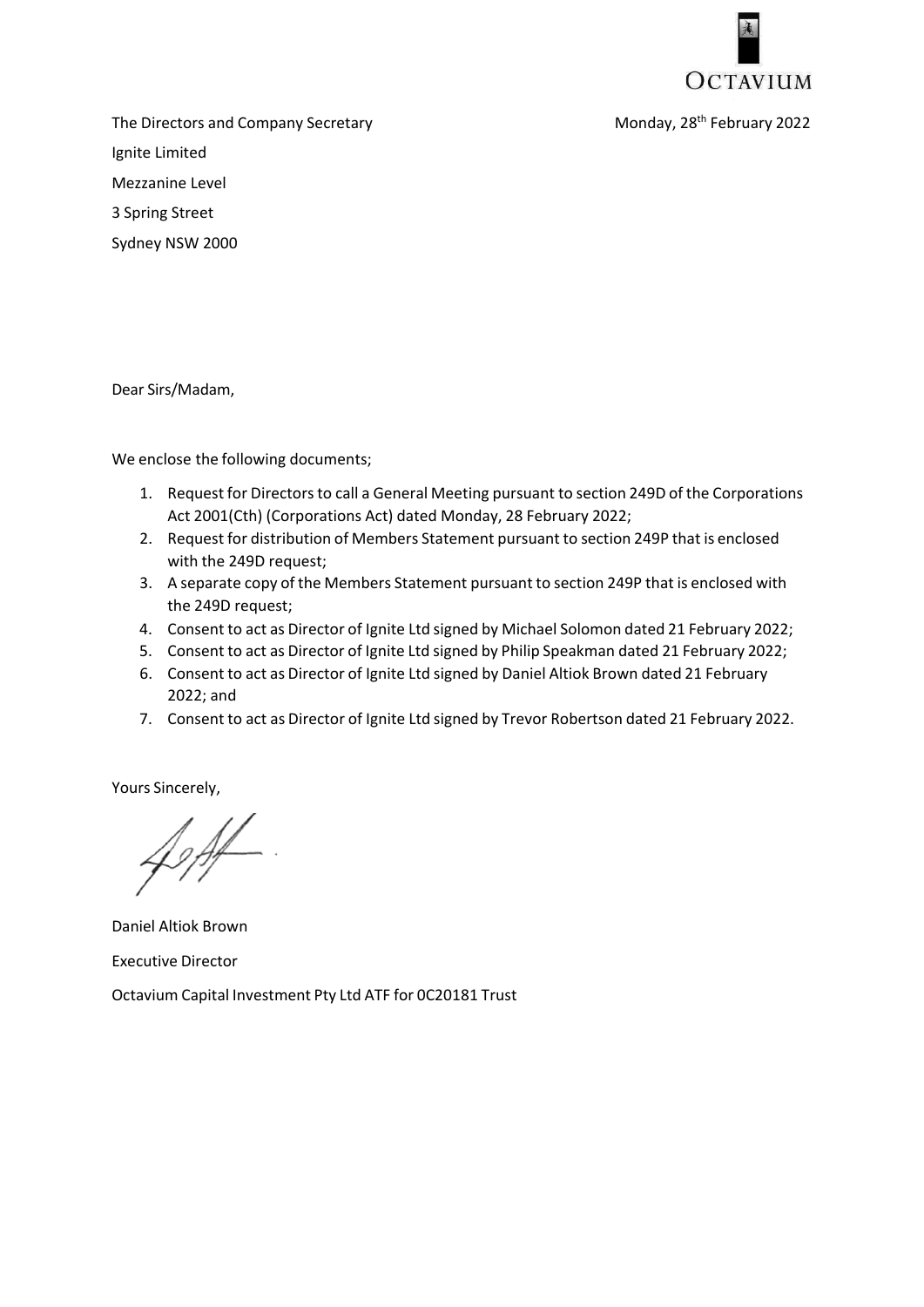OCTAVIUM

The Directors and Company Secretary

Monday, 28th February 2022

Ignite Limited

Mezzanine Level

3 Spring Street

Sydney NSW 2000

Dear Sirs/Madam,

We enclose the following documents;

1. Request for Directors to call a General Meeting pursuant to section 249D of the Corporations Act 2001(Cth) (Corporations Act) dated Monday, 28 February 2022;
2. Request for distribution of Members Statement pursuant to section 249P that is enclosed with the 249D request;
3. A separate copy of the Members Statement pursuant to section 249P that is enclosed with the 249D request;
4. Consent to act as Director of Ignite Ltd signed by Michael Solomon dated 21 February 2022;
5. Consent to act as Director of Ignite Ltd signed by Philip Speakman dated 21 February 2022;
6. Consent to act as Director of Ignite Ltd signed by Daniel Altiok Brown dated 21 February 2022; and
7. Consent to act as Director of Ignite Ltd signed by Trevor Robertson dated 21 February 2022.

Yours Sincerely,

Daniel Altiok Brown

Executive Director

Octavium Capital Investment Pty Ltd ATF for 0C20181 Trust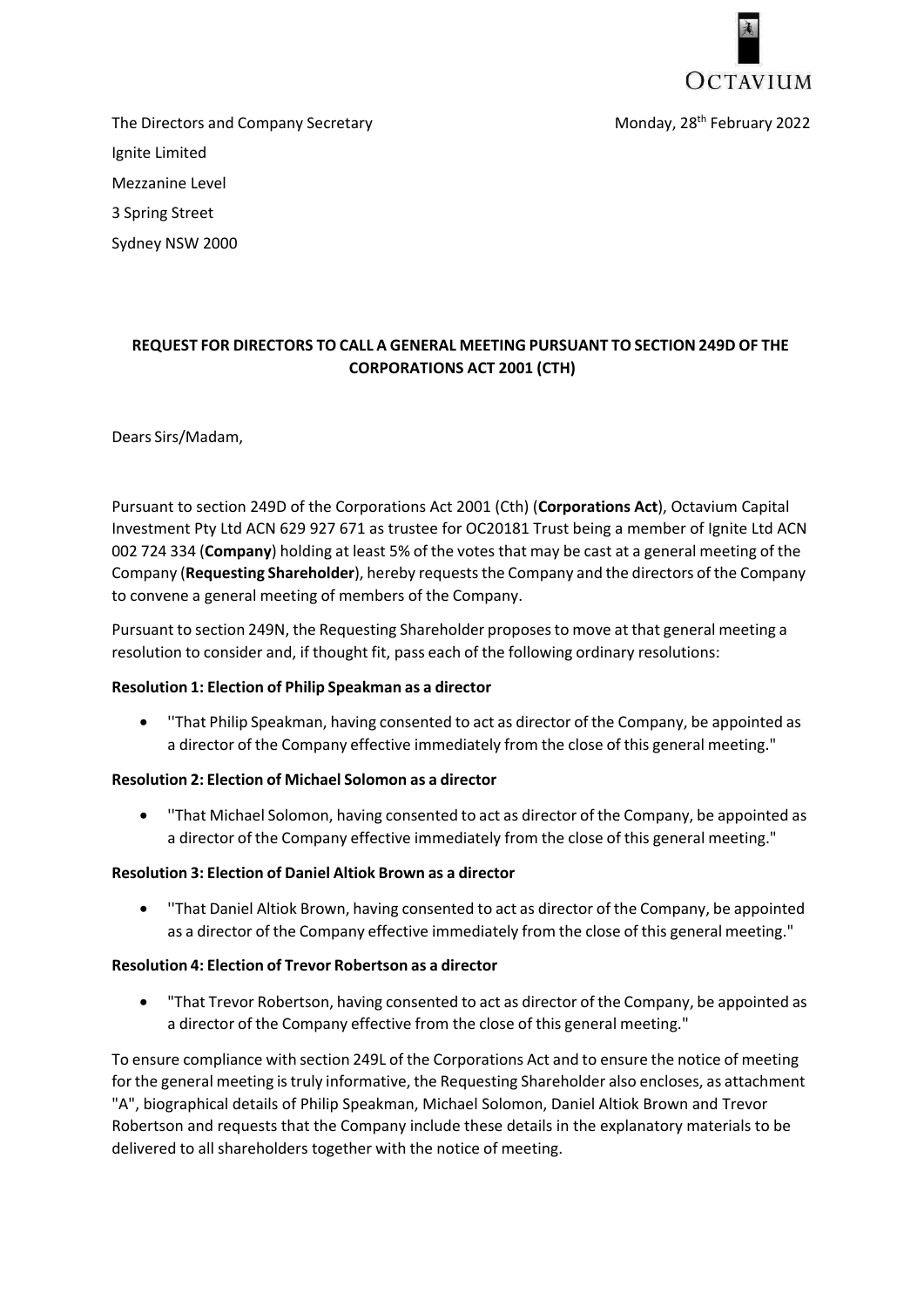OCTAVIUM

The Directors and Company Secretary

Ignite Limited

Mezzanine Level

3 Spring Street

Sydney NSW 2000

Monday, 28th February 2022

**REQUEST FOR DIRECTORS TO CALL A GENERAL MEETING PURSUANT TO SECTION 249D OF THE CORPORATIONS ACT 2001 (CTH)**

Dears Sirs/Madam,

Pursuant to section 249D of the Corporations Act 2001 (Cth) (**Corporations Act**), Octavium Capital Investment Pty Ltd ACN 629 927 671 as trustee for OC20181 Trust being a member of Ignite Ltd ACN 002 724 334 (**Company**) holding at least 5% of the votes that may be cast at a general meeting of the Company (**Requesting Shareholder**), hereby requests the Company and the directors of the Company to convene a general meeting of members of the Company.

Pursuant to section 249N, the Requesting Shareholder proposes to move at that general meeting a resolution to consider and, if thought fit, pass each of the following ordinary resolutions:

**Resolution 1: Election of Philip Speakman as a director**

- ''That Philip Speakman, having consented to act as director of the Company, be appointed as a director of the Company effective immediately from the close of this general meeting."

**Resolution 2: Election of Michael Solomon as a director**

- ''That Michael Solomon, having consented to act as director of the Company, be appointed as a director of the Company effective immediately from the close of this general meeting."

**Resolution 3: Election of Daniel Altiok Brown as a director**

- ''That Daniel Altiok Brown, having consented to act as director of the Company, be appointed as a director of the Company effective immediately from the close of this general meeting."

**Resolution 4: Election of Trevor Robertson as a director**

- "That Trevor Robertson, having consented to act as director of the Company, be appointed as a director of the Company effective from the close of this general meeting."

To ensure compliance with section 249L of the Corporations Act and to ensure the notice of meeting for the general meeting is truly informative, the Requesting Shareholder also encloses, as attachment "A", biographical details of Philip Speakman, Michael Solomon, Daniel Altiok Brown and Trevor Robertson and requests that the Company include these details in the explanatory materials to be delivered to all shareholders together with the notice of meeting.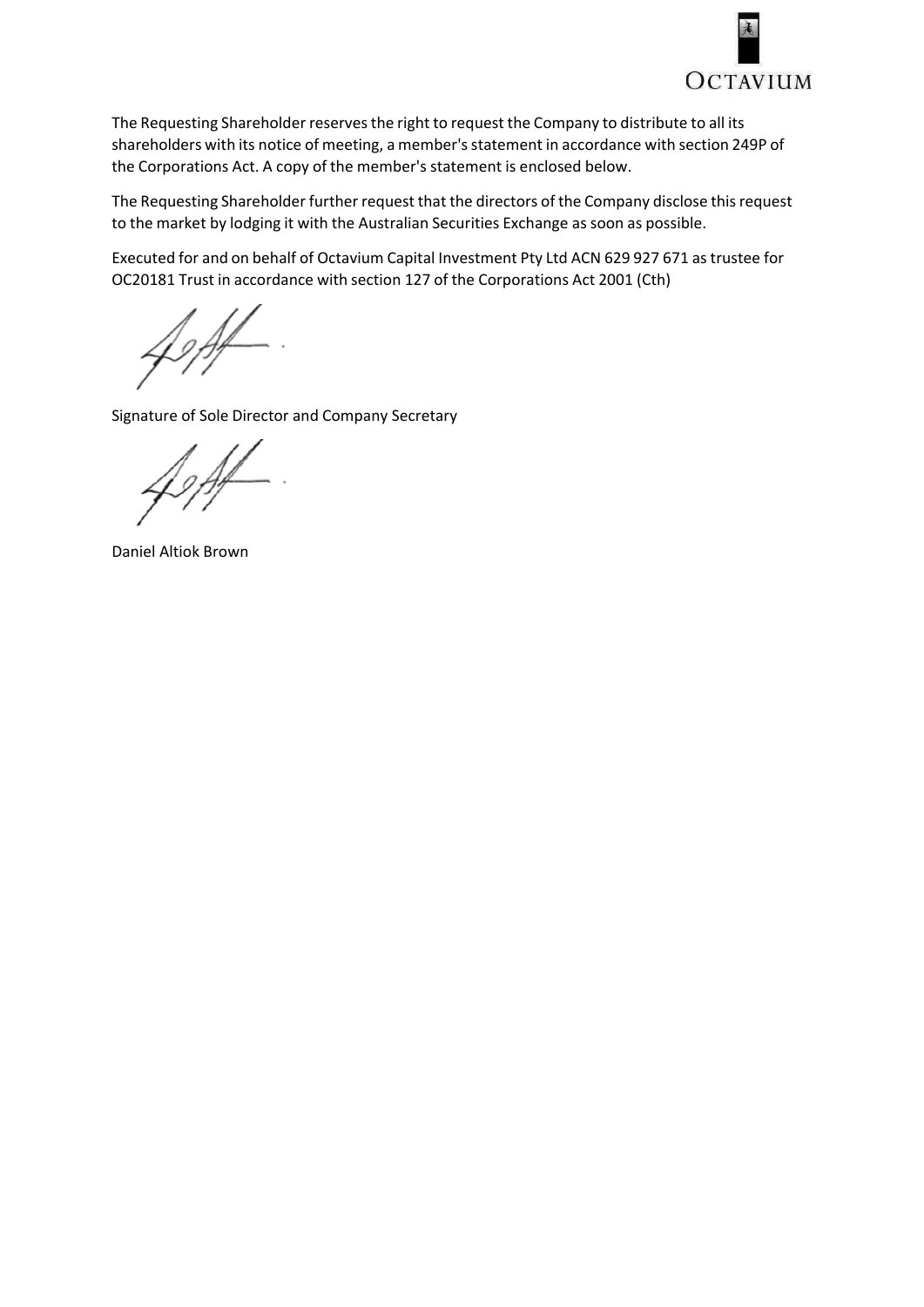The Requesting Shareholder reserves the right to request the Company to distribute to all its shareholders with its notice of meeting, a member's statement in accordance with section 249P of the Corporations Act. A copy of the member's statement is enclosed below.

The Requesting Shareholder further request that the directors of the Company disclose this request to the market by lodging it with the Australian Securities Exchange as soon as possible.

Executed for and on behalf of Octavium Capital Investment Pty Ltd ACN 629 927 671 as trustee for OC20181 Trust in accordance with section 127 of the Corporations Act 2001 (Cth)

Signature of Sole Director and Company Secretary

Daniel Altiok Brown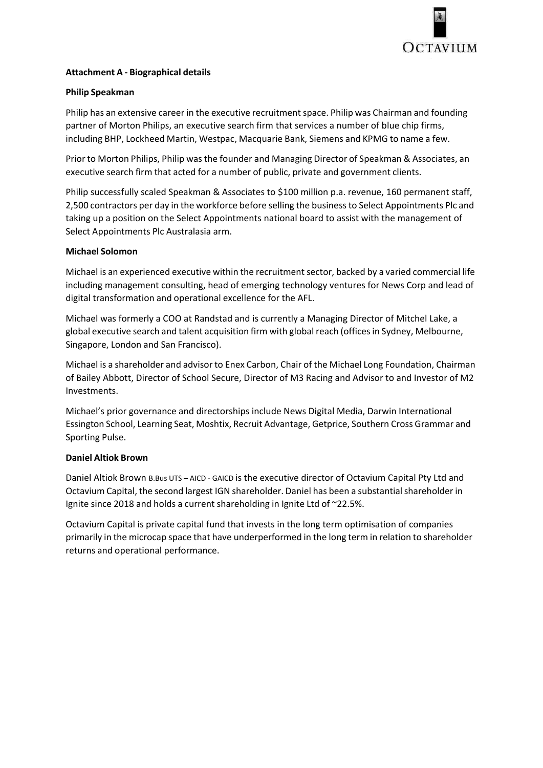**Attachment A - Biographical details**

**Philip Speakman**

Philip has an extensive career in the executive recruitment space. Philip was Chairman and founding partner of Morton Philips, an executive search firm that services a number of blue chip firms, including BHP, Lockheed Martin, Westpac, Macquarie Bank, Siemens and KPMG to name a few.

Prior to Morton Philips, Philip was the founder and Managing Director of Speakman & Associates, an executive search firm that acted for a number of public, private and government clients.

Philip successfully scaled Speakman & Associates to $100 million p.a. revenue, 160 permanent staff, 2,500 contractors per day in the workforce before selling the business to Select Appointments Plc and taking up a position on the Select Appointments national board to assist with the management of Select Appointments Plc Australasia arm.

**Michael Solomon**

Michael is an experienced executive within the recruitment sector, backed by a varied commercial life including management consulting, head of emerging technology ventures for News Corp and lead of digital transformation and operational excellence for the AFL.

Michael was formerly a COO at Randstad and is currently a Managing Director of Mitchel Lake, a global executive search and talent acquisition firm with global reach (offices in Sydney, Melbourne, Singapore, London and San Francisco).

Michael is a shareholder and advisor to Enex Carbon, Chair of the Michael Long Foundation, Chairman of Bailey Abbott, Director of School Secure, Director of M3 Racing and Advisor to and Investor of M2 Investments.

Michael's prior governance and directorships include News Digital Media, Darwin International Essington School, Learning Seat, Moshtix, Recruit Advantage, Getprice, Southern Cross Grammar and Sporting Pulse.

**Daniel Altiok Brown**

Daniel Altiok Brown B.Bus UTS – AICD - GAICD is the executive director of Octavium Capital Pty Ltd and Octavium Capital, the second largest IGN shareholder. Daniel has been a substantial shareholder in Ignite since 2018 and holds a current shareholding in Ignite Ltd of ~22.5%.

Octavium Capital is private capital fund that invests in the long term optimisation of companies primarily in the microcap space that have underperformed in the long term in relation to shareholder returns and operational performance.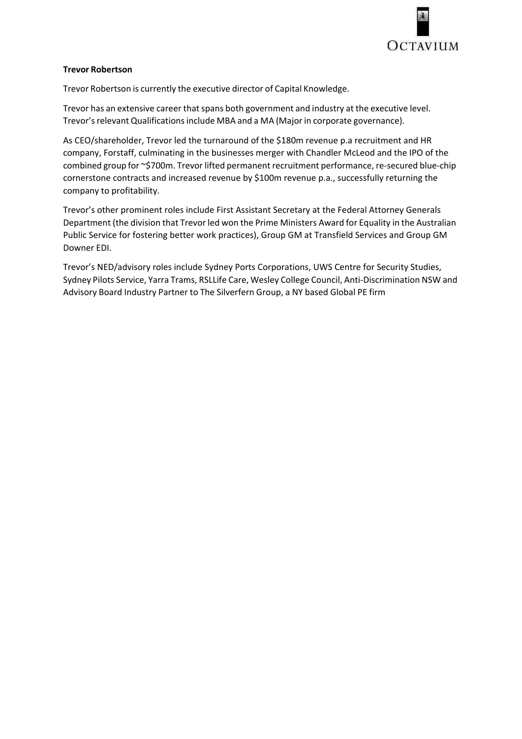**Trevor Robertson**

Trevor Robertson is currently the executive director of Capital Knowledge.

Trevor has an extensive career that spans both government and industry at the executive level. Trevor's relevant Qualifications include MBA and a MA (Major in corporate governance).

As CEO/shareholder, Trevor led the turnaround of the $180m revenue p.a recruitment and HR company, Forstaff, culminating in the businesses merger with Chandler McLeod and the IPO of the combined group for ~$700m. Trevor lifted permanent recruitment performance, re-secured blue-chip cornerstone contracts and increased revenue by $100m revenue p.a., successfully returning the company to profitability.

Trevor's other prominent roles include First Assistant Secretary at the Federal Attorney Generals Department (the division that Trevor led won the Prime Ministers Award for Equality in the Australian Public Service for fostering better work practices), Group GM at Transfield Services and Group GM Downer EDI.

Trevor's NED/advisory roles include Sydney Ports Corporations, UWS Centre for Security Studies, Sydney Pilots Service, Yarra Trams, RSLLife Care, Wesley College Council, Anti-Discrimination NSW and Advisory Board Industry Partner to The Silverfern Group, a NY based Global PE firm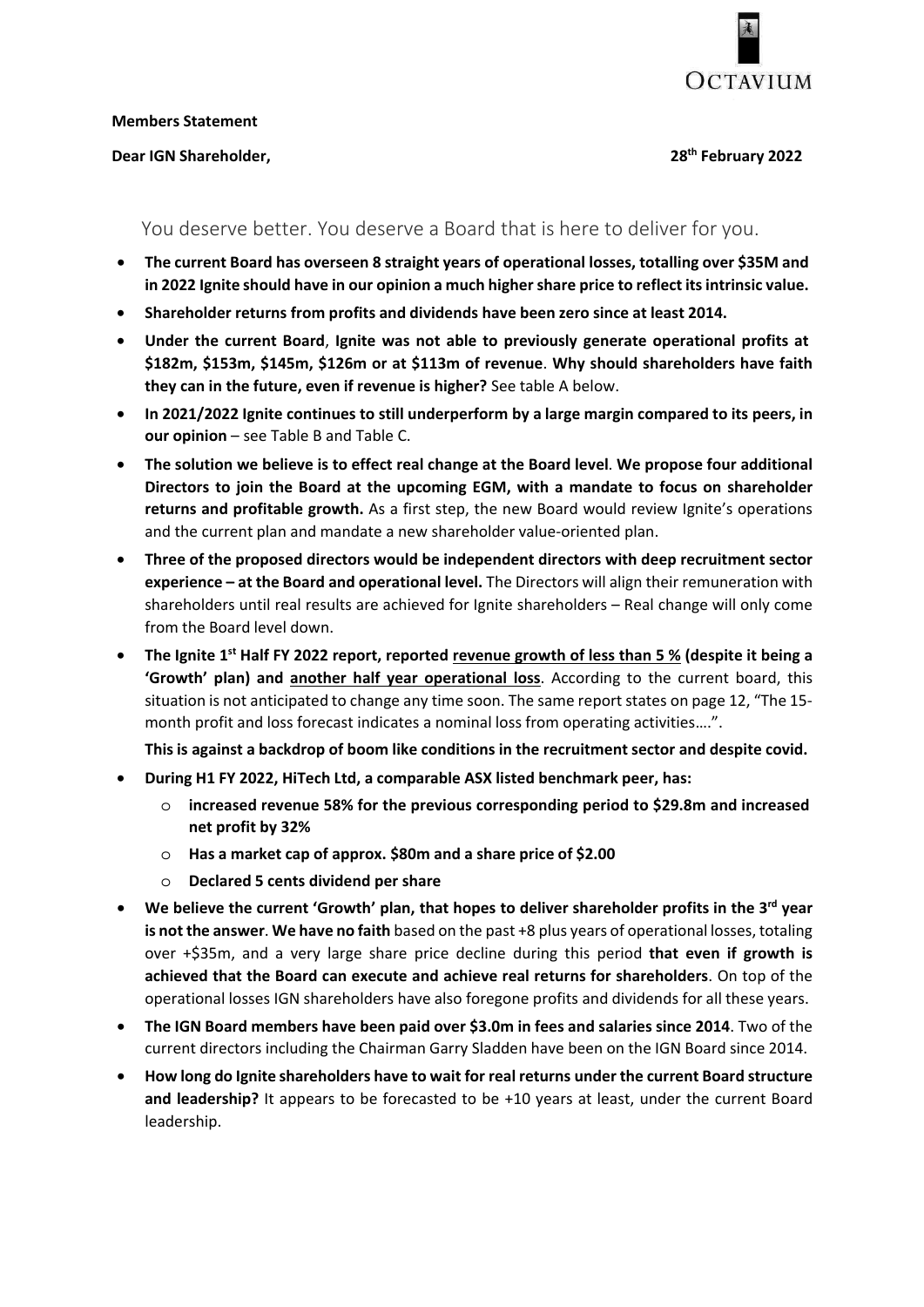OCTAVIUM

**Members Statement**

**Dear IGN Shareholder,** **28th February 2022**

You deserve better. You deserve a Board that is here to deliver for you.

- **The current Board has overseen 8 straight years of operational losses, totalling over $35M and in 2022 Ignite should have in our opinion a much higher share price to reflect its intrinsic value.**
- **Shareholder returns from profits and dividends have been zero since at least 2014.**
- **Under the current Board**, **Ignite was not able to previously generate operational profits at $182m, $153m, $145m, $126m or at $113m of revenue**. **Why should shareholders have faith they can in the future, even if revenue is higher?** See table A below.
- **In 2021/2022 Ignite continues to still underperform by a large margin compared to its peers, in our opinion** – see Table B and Table C.
- **The solution we believe is to effect real change at the Board level**. **We propose four additional Directors to join the Board at the upcoming EGM, with a mandate to focus on shareholder returns and profitable growth.** As a first step, the new Board would review Ignite's operations and the current plan and mandate a new shareholder value-oriented plan.
- **Three of the proposed directors would be independent directors with deep recruitment sector experience – at the Board and operational level.** The Directors will align their remuneration with shareholders until real results are achieved for Ignite shareholders – Real change will only come from the Board level down.
- **The Ignite 1st Half FY 2022 report, reported revenue growth of less than 5 % (despite it being a 'Growth' plan) and another half year operational loss**. According to the current board, this situation is not anticipated to change any time soon. The same report states on page 12, "The 15-month profit and loss forecast indicates a nominal loss from operating activities….".

  **This is against a backdrop of boom like conditions in the recruitment sector and despite covid.**
- **During H1 FY 2022, HiTech Ltd, a comparable ASX listed benchmark peer, has:**
  - **increased revenue 58% for the previous corresponding period to $29.8m and increased net profit by 32%**
  - **Has a market cap of approx. $80m and a share price of $2.00**
  - **Declared 5 cents dividend per share**
- **We believe the current 'Growth' plan, that hopes to deliver shareholder profits in the 3rd year is not the answer**. **We have no faith** based on the past +8 plus years of operational losses, totaling over +$35m, and a very large share price decline during this period **that even if growth is achieved that the Board can execute and achieve real returns for shareholders**. On top of the operational losses IGN shareholders have also foregone profits and dividends for all these years.
- **The IGN Board members have been paid over $3.0m in fees and salaries since 2014**. Two of the current directors including the Chairman Garry Sladden have been on the IGN Board since 2014.
- **How long do Ignite shareholders have to wait for real returns under the current Board structure and leadership?** It appears to be forecasted to be +10 years at least, under the current Board leadership.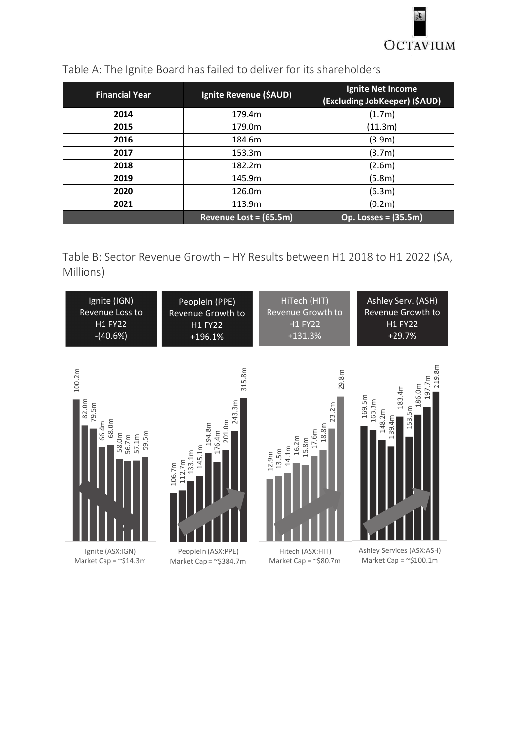Table A: The Ignite Board has failed to deliver for its shareholders

| Financial Year | Ignite Revenue ($AUD) | Ignite Net Income (Excluding JobKeeper) ($AUD) |
|---|---|---|
| 2014 | 179.4m | (1.7m) |
| 2015 | 179.0m | (11.3m) |
| 2016 | 184.6m | (3.9m) |
| 2017 | 153.3m | (3.7m) |
| 2018 | 182.2m | (2.6m) |
| 2019 | 145.9m | (5.8m) |
| 2020 | 126.0m | (6.3m) |
| 2021 | 113.9m | (0.2m) |
| | Revenue Lost = (65.5m) | Op. Losses = (35.5m) |

Table B: Sector Revenue Growth – HY Results between H1 2018 to H1 2022 ($A, Millions)

| Ignite (IGN) Revenue Loss to H1 FY22 -(40.6%) | PeopleIn (PPE) Revenue Growth to H1 FY22 +196.1% | HiTech (HIT) Revenue Growth to H1 FY22 +131.3% | Ashley Serv. (ASH) Revenue Growth to H1 FY22 +29.7% |
|---|---|---|---|
| 100.2m | 106.7m | 12.9m | 169.5m |
| 82.0m | 112.7m | 13.5m | 163.3m |
| 79.5m | 133.1m | 14.1m | 148.2m |
| 66.4m | 145.1m | 16.2m | 139.4m |
| 68.0m | 194.8m | 15.8m | 183.4m |
| 58.0m | 176.4m | 17.6m | 153.5m |
| 56.7m | 201.0m | 18.8m | 186.0m |
| 57.1m | 243.3m | 23.2m | 197.7m |
| 59.5m | 315.8m | 29.8m | 219.8m |
| Ignite (ASX:IGN) Market Cap = ~$14.3m | PeopleIn (ASX:PPE) Market Cap = ~$384.7m | Hitech (ASX:HIT) Market Cap = ~$80.7m | Ashley Services (ASX:ASH) Market Cap = ~$100.1m |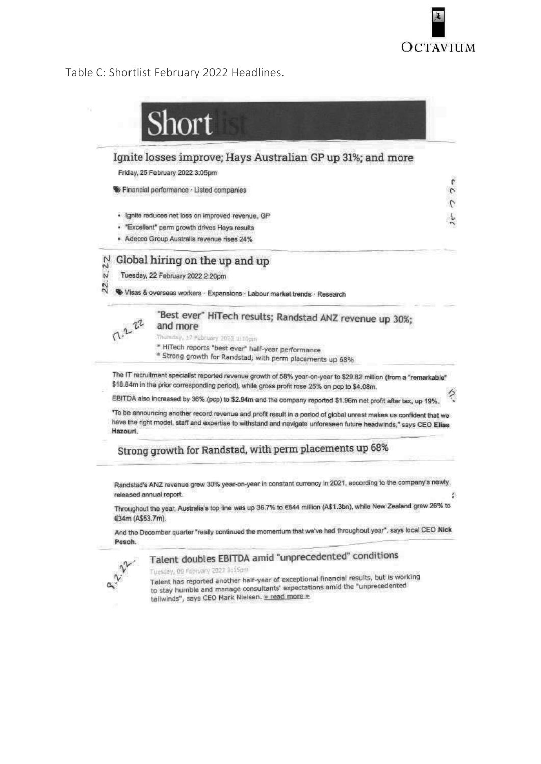Table C: Shortlist February 2022 Headlines.

# Shortlist

## Ignite losses improve; Hays Australian GP up 31%; and more

Friday, 25 February 2022 3:05pm

Financial performance · Listed companies

- Ignite reduces net loss on improved revenue, GP
- "Excellent" perm growth drives Hays results
- Adecco Group Australia revenue rises 24%

## Global hiring on the up and up

22.2.22

Tuesday, 22 February 2022 2:20pm

Visas & overseas workers · Expansions · Labour market trends · Research

## "Best ever" HiTech results; Randstad ANZ revenue up 30%; and more

17.2.22

Thursday, 17 February 2022 1:10pm

- HiTech reports "best ever" half-year performance
- Strong growth for Randstad, with perm placements up 68%

The IT recruitment specialist reported revenue growth of 58% year-on-year to $29.82 million (from a "remarkable" $18.84m in the prior corresponding period), while gross profit rose 25% on pcp to $4.08m.

EBITDA also increased by 36% (pcp) to $2.94m and the company reported $1.96m net profit after tax, up 19%.

"To be announcing another record revenue and profit result in a period of global unrest makes us confident that we have the right model, staff and expertise to withstand and navigate unforeseen future headwinds," says CEO **Elias Hazouri**.

## Strong growth for Randstad, with perm placements up 68%

Randstad's ANZ revenue grew 30% year-on-year in constant currency in 2021, according to the company's newly released annual report.

Throughout the year, Australia's top line was up 36.7% to €844 million (A$1.3bn), while New Zealand grew 26% to €34m (A$53.7m).

And the December quarter "really continued the momentum that we've had throughout year", says local CEO **Nick Pesch**.

## Talent doubles EBITDA amid "unprecedented" conditions

9.2.22

Tuesday, 08 February 2022 3:15pm

Talent has reported another half-year of exceptional financial results, but is working to stay humble and manage consultants' expectations amid the "unprecedented tailwinds", says CEO Mark Nielsen. » read more »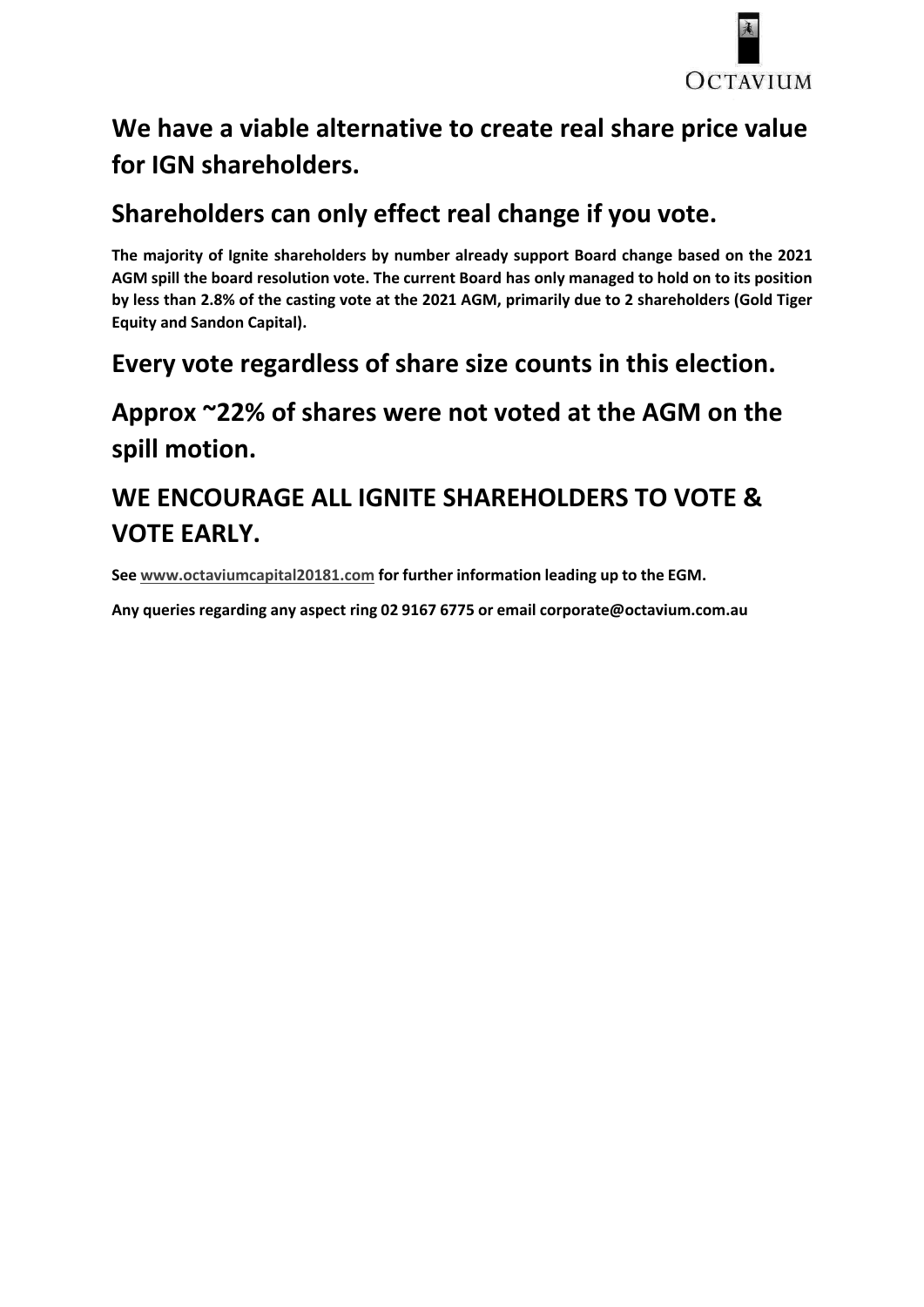## We have a viable alternative to create real share price value for IGN shareholders.

## Shareholders can only effect real change if you vote.

**The majority of Ignite shareholders by number already support Board change based on the 2021 AGM spill the board resolution vote. The current Board has only managed to hold on to its position by less than 2.8% of the casting vote at the 2021 AGM, primarily due to 2 shareholders (Gold Tiger Equity and Sandon Capital).**

## Every vote regardless of share size counts in this election.

## Approx ~22% of shares were not voted at the AGM on the spill motion.

## WE ENCOURAGE ALL IGNITE SHAREHOLDERS TO VOTE & VOTE EARLY.

**See www.octaviumcapital20181.com for further information leading up to the EGM.**

**Any queries regarding any aspect ring 02 9167 6775 or email corporate@octavium.com.au**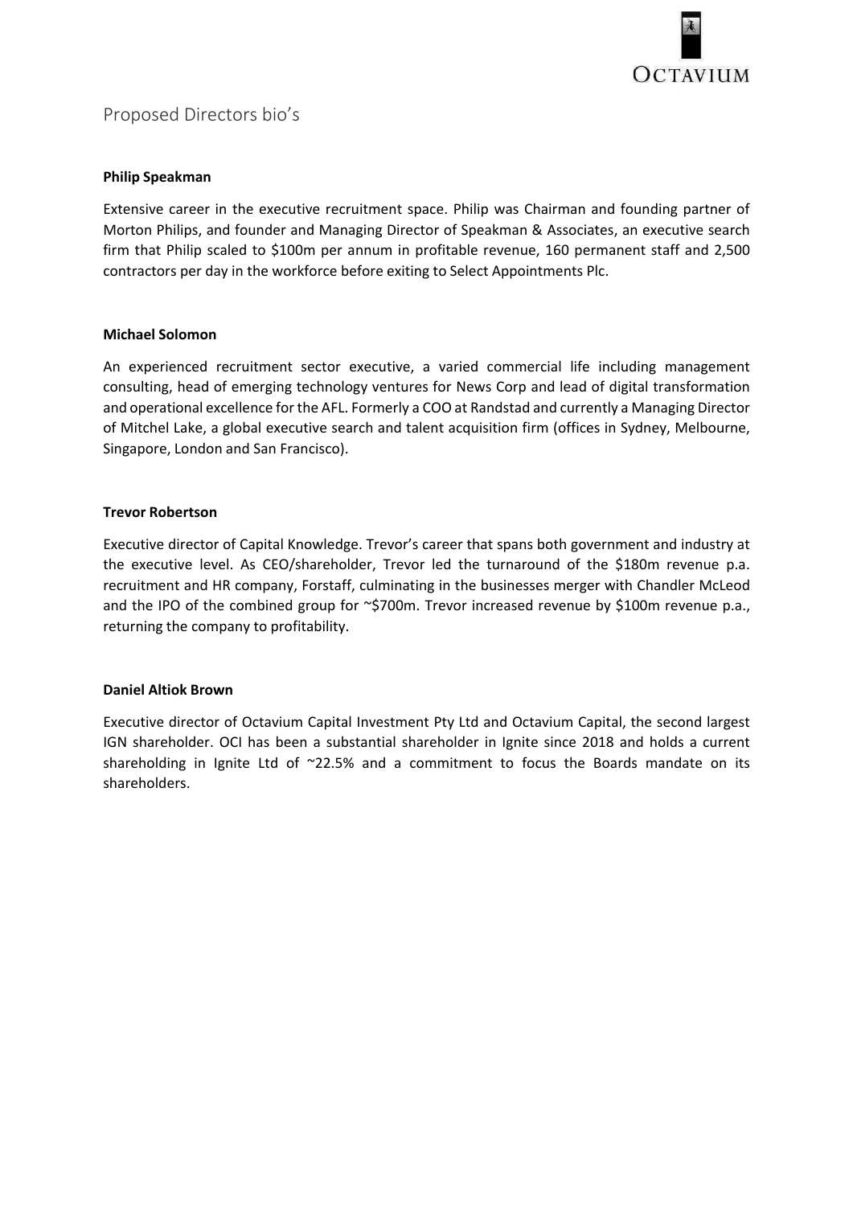# Proposed Directors bio's

**Philip Speakman**

Extensive career in the executive recruitment space. Philip was Chairman and founding partner of Morton Philips, and founder and Managing Director of Speakman & Associates, an executive search firm that Philip scaled to $100m per annum in profitable revenue, 160 permanent staff and 2,500 contractors per day in the workforce before exiting to Select Appointments Plc.

**Michael Solomon**

An experienced recruitment sector executive, a varied commercial life including management consulting, head of emerging technology ventures for News Corp and lead of digital transformation and operational excellence for the AFL. Formerly a COO at Randstad and currently a Managing Director of Mitchel Lake, a global executive search and talent acquisition firm (offices in Sydney, Melbourne, Singapore, London and San Francisco).

**Trevor Robertson**

Executive director of Capital Knowledge. Trevor's career that spans both government and industry at the executive level. As CEO/shareholder, Trevor led the turnaround of the $180m revenue p.a. recruitment and HR company, Forstaff, culminating in the businesses merger with Chandler McLeod and the IPO of the combined group for ~$700m. Trevor increased revenue by $100m revenue p.a., returning the company to profitability.

**Daniel Altiok Brown**

Executive director of Octavium Capital Investment Pty Ltd and Octavium Capital, the second largest IGN shareholder. OCI has been a substantial shareholder in Ignite since 2018 and holds a current shareholding in Ignite Ltd of ~22.5% and a commitment to focus the Boards mandate on its shareholders.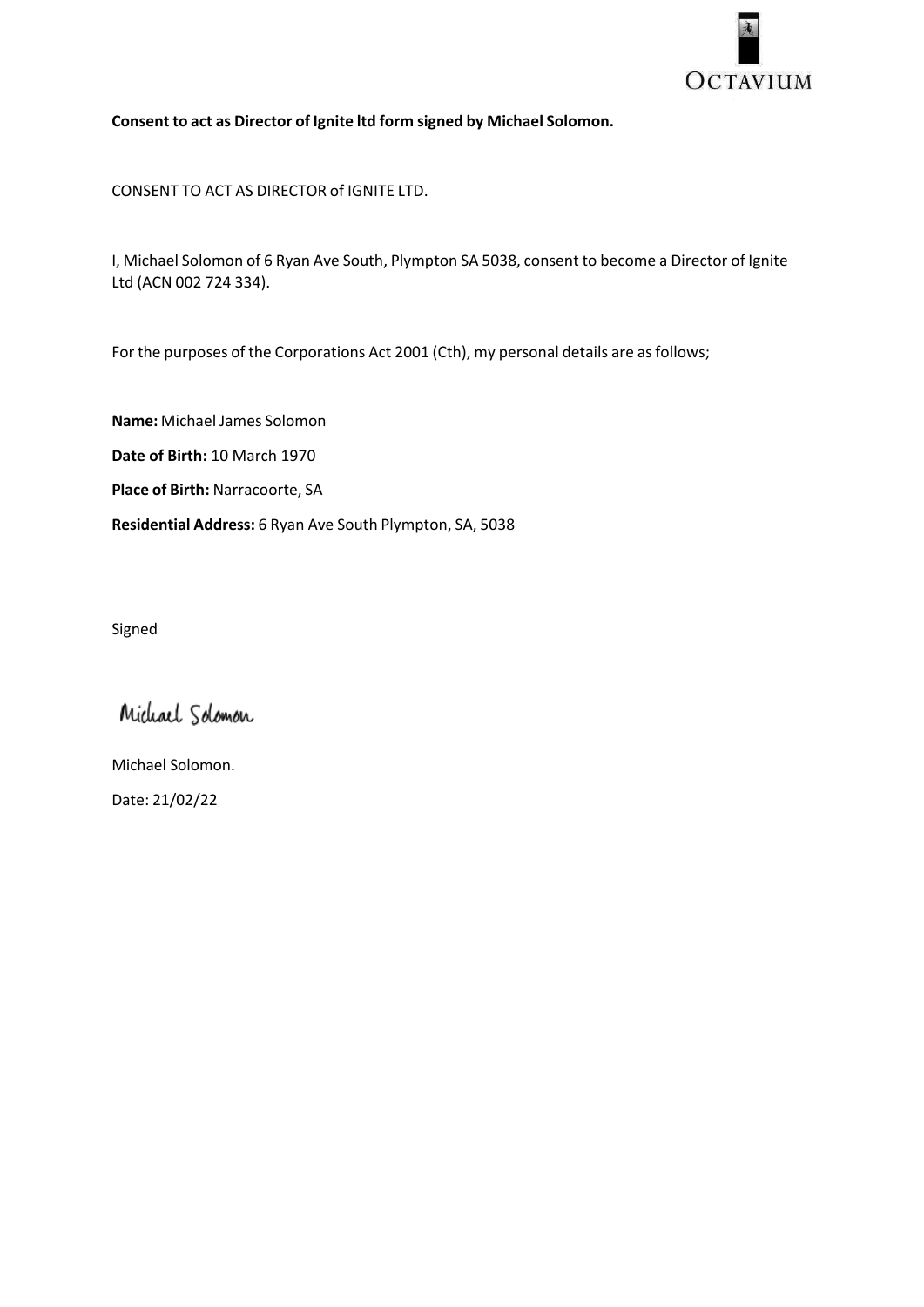**Consent to act as Director of Ignite ltd form signed by Michael Solomon.**

CONSENT TO ACT AS DIRECTOR of IGNITE LTD.

I, Michael Solomon of 6 Ryan Ave South, Plympton SA 5038, consent to become a Director of Ignite Ltd (ACN 002 724 334).

For the purposes of the Corporations Act 2001 (Cth), my personal details are as follows;

**Name:** Michael James Solomon

**Date of Birth:** 10 March 1970

**Place of Birth:** Narracoorte, SA

**Residential Address:** 6 Ryan Ave South Plympton, SA, 5038

Signed

Michael Solomon

Michael Solomon.

Date: 21/02/22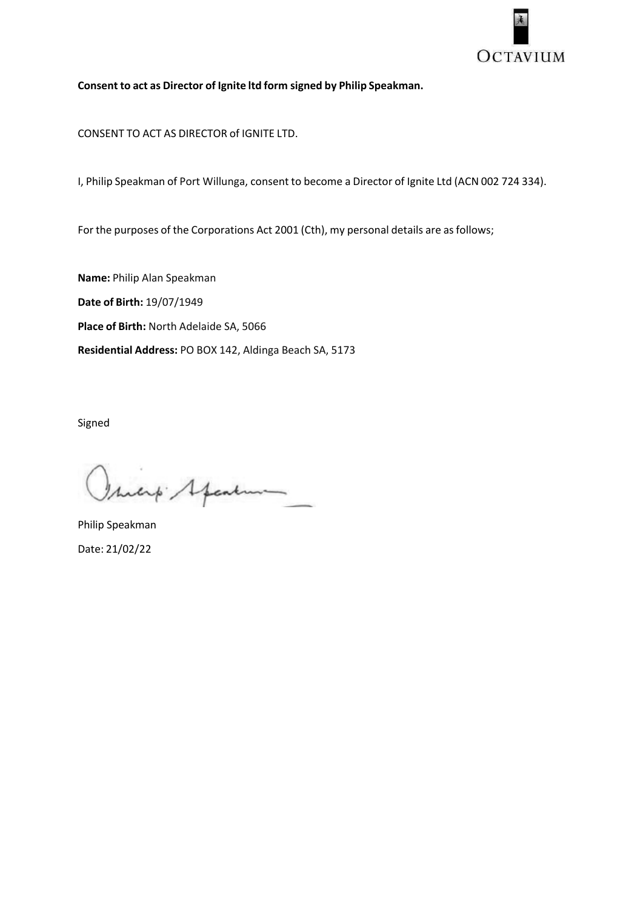**Consent to act as Director of Ignite ltd form signed by Philip Speakman.**

CONSENT TO ACT AS DIRECTOR of IGNITE LTD.

I, Philip Speakman of Port Willunga, consent to become a Director of Ignite Ltd (ACN 002 724 334).

For the purposes of the Corporations Act 2001 (Cth), my personal details are as follows;

**Name:** Philip Alan Speakman

**Date of Birth:** 19/07/1949

**Place of Birth:** North Adelaide SA, 5066

**Residential Address:** PO BOX 142, Aldinga Beach SA, 5173

Signed

Philip Speakman

Date: 21/02/22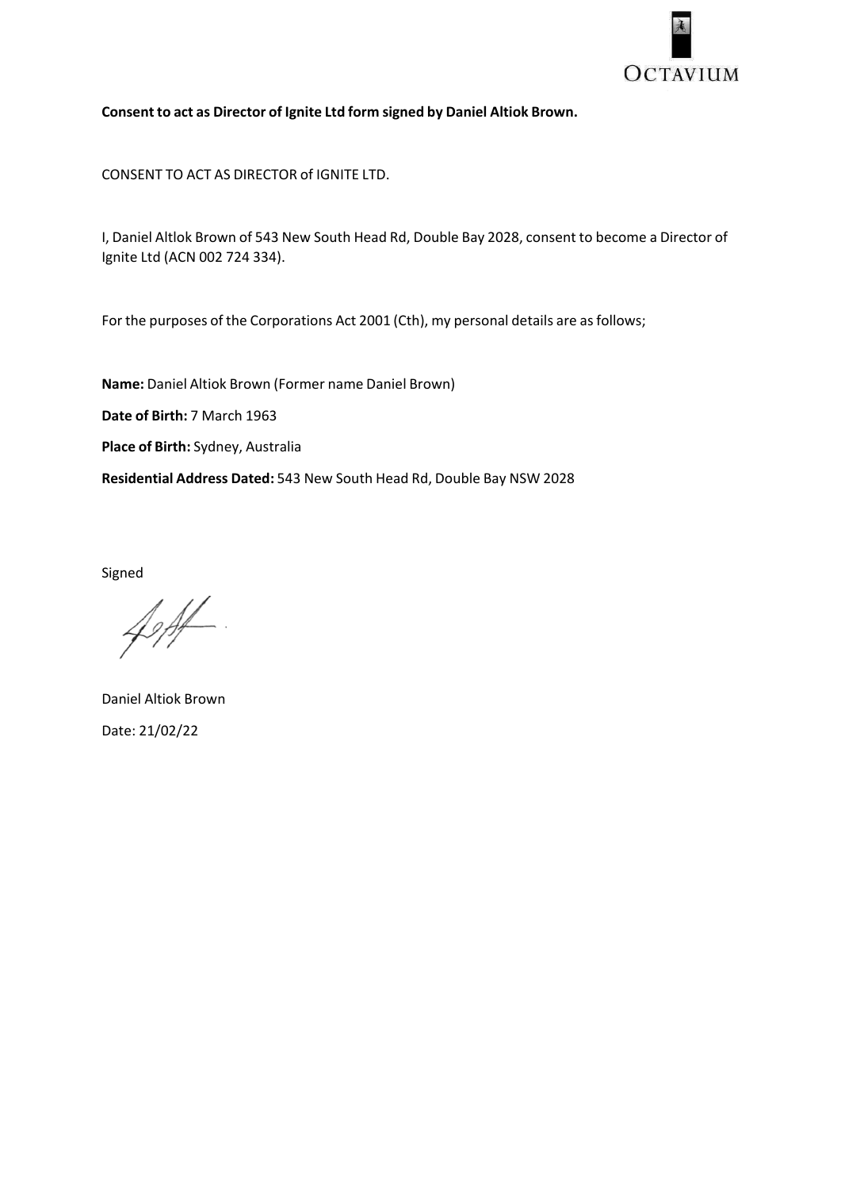**Consent to act as Director of Ignite Ltd form signed by Daniel Altiok Brown.**

CONSENT TO ACT AS DIRECTOR of IGNITE LTD.

I, Daniel Altlok Brown of 543 New South Head Rd, Double Bay 2028, consent to become a Director of Ignite Ltd (ACN 002 724 334).

For the purposes of the Corporations Act 2001 (Cth), my personal details are as follows;

**Name:** Daniel Altiok Brown (Former name Daniel Brown)

**Date of Birth:** 7 March 1963

**Place of Birth:** Sydney, Australia

**Residential Address Dated:** 543 New South Head Rd, Double Bay NSW 2028

Signed

Daniel Altiok Brown

Date: 21/02/22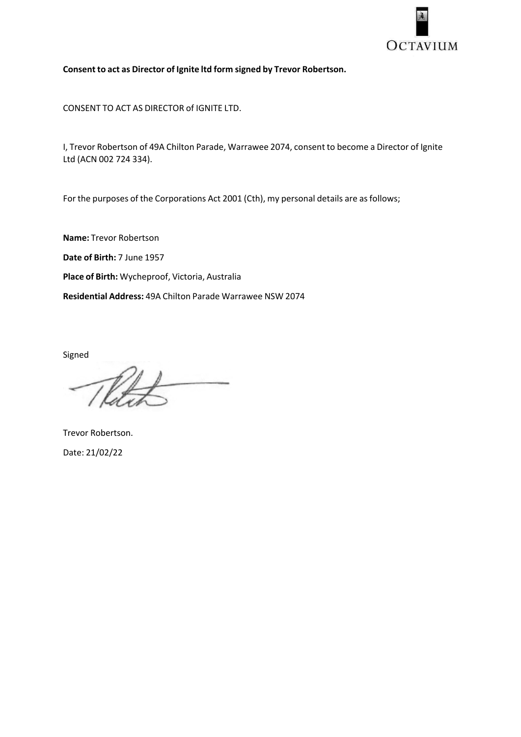**Consent to act as Director of Ignite ltd form signed by Trevor Robertson.**

CONSENT TO ACT AS DIRECTOR of IGNITE LTD.

I, Trevor Robertson of 49A Chilton Parade, Warrawee 2074, consent to become a Director of Ignite Ltd (ACN 002 724 334).

For the purposes of the Corporations Act 2001 (Cth), my personal details are as follows;

**Name:** Trevor Robertson

**Date of Birth:** 7 June 1957

**Place of Birth:** Wycheproof, Victoria, Australia

**Residential Address:** 49A Chilton Parade Warrawee NSW 2074

Signed

Trevor Robertson.

Date: 21/02/22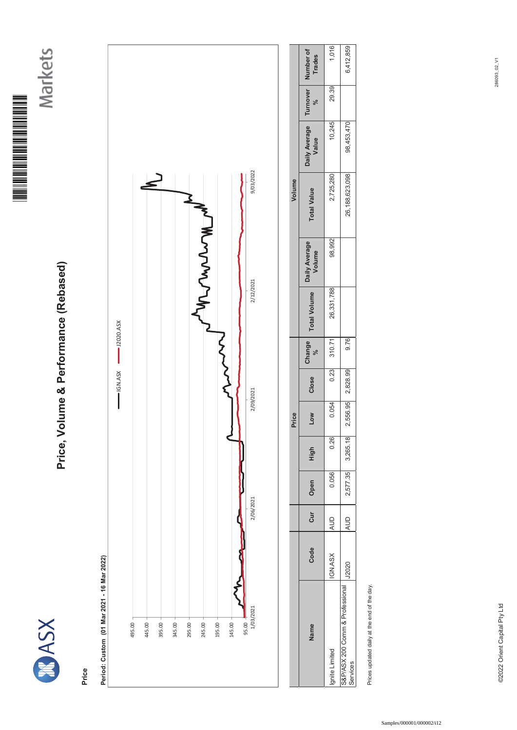# Price, Volume & Performance (Rebased)

## Price

**Period: Custom (01 Mar 2021 - 16 Mar 2022)**

| Name | Code | Cur | Price | | | | | Volume | | | | | |
|---|---|---|---|---|---|---|---|---|---|---|---|---|---|
| | | | Open | High | Low | Close | Change % | Total Volume | Daily Average Volume | Total Value | Daily Average Value | Turnover % | Number of Trades |
| Ignite Limited | IGN.ASX | AUD | 0.056 | 0.26 | 0.054 | 0.23 | 310.71 | 26,331,788 | 98,992 | 2,725,280 | 10,245 | 29.39 | 1,016 |
| S&P/ASX 200 Comm & Professional Services | J2020 | AUD | 2,577.35 | 3,265.18 | 2,556.95 | 2,828.99 | 9.76 | | | 26,188,623,098 | 98,453,470 | | 6,412,859 |

Prices updated daily at the end of the day.

©2022 Orient Capital Pty Ltd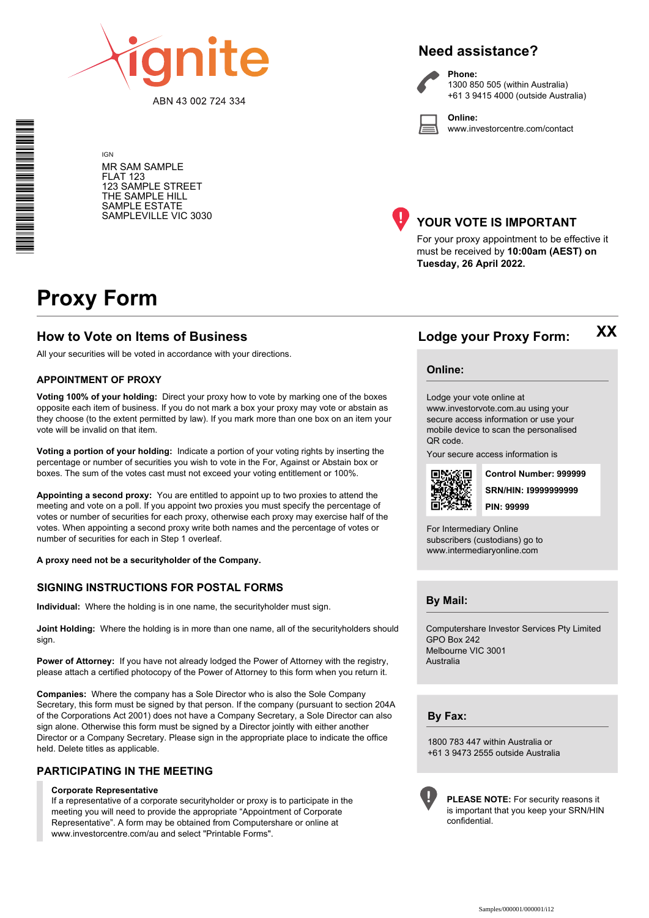ignite

ABN 43 002 724 334

IGN

MR SAM SAMPLE
FLAT 123
123 SAMPLE STREET
THE SAMPLE HILL
SAMPLE ESTATE
SAMPLEVILLE VIC 3030

## Need assistance?

**Phone:**
1300 850 505 (within Australia)
+61 3 9415 4000 (outside Australia)

**Online:**
www.investorcentre.com/contact

## YOUR VOTE IS IMPORTANT

For your proxy appointment to be effective it must be received by **10:00am (AEST) on Tuesday, 26 April 2022.**

# Proxy Form

## How to Vote on Items of Business

All your securities will be voted in accordance with your directions.

### APPOINTMENT OF PROXY

**Voting 100% of your holding:** Direct your proxy how to vote by marking one of the boxes opposite each item of business. If you do not mark a box your proxy may vote or abstain as they choose (to the extent permitted by law). If you mark more than one box on an item your vote will be invalid on that item.

**Voting a portion of your holding:** Indicate a portion of your voting rights by inserting the percentage or number of securities you wish to vote in the For, Against or Abstain box or boxes. The sum of the votes cast must not exceed your voting entitlement or 100%.

**Appointing a second proxy:** You are entitled to appoint up to two proxies to attend the meeting and vote on a poll. If you appoint two proxies you must specify the percentage of votes or number of securities for each proxy, otherwise each proxy may exercise half of the votes. When appointing a second proxy write both names and the percentage of votes or number of securities for each in Step 1 overleaf.

**A proxy need not be a securityholder of the Company.**

### SIGNING INSTRUCTIONS FOR POSTAL FORMS

**Individual:** Where the holding is in one name, the securityholder must sign.

**Joint Holding:** Where the holding is in more than one name, all of the securityholders should sign.

**Power of Attorney:** If you have not already lodged the Power of Attorney with the registry, please attach a certified photocopy of the Power of Attorney to this form when you return it.

**Companies:** Where the company has a Sole Director who is also the Sole Company Secretary, this form must be signed by that person. If the company (pursuant to section 204A of the Corporations Act 2001) does not have a Company Secretary, a Sole Director can also sign alone. Otherwise this form must be signed by a Director jointly with either another Director or a Company Secretary. Please sign in the appropriate place to indicate the office held. Delete titles as applicable.

### PARTICIPATING IN THE MEETING

**Corporate Representative**
If a representative of a corporate securityholder or proxy is to participate in the meeting you will need to provide the appropriate "Appointment of Corporate Representative". A form may be obtained from Computershare or online at www.investorcentre.com/au and select "Printable Forms".

## Lodge your Proxy Form: XX

### Online:

Lodge your vote online at www.investorvote.com.au using your secure access information or use your mobile device to scan the personalised QR code.

Your secure access information is

**Control Number: 999999**

**SRN/HIN: I9999999999**

**PIN: 99999**

For Intermediary Online subscribers (custodians) go to www.intermediaryonline.com

### By Mail:

Computershare Investor Services Pty Limited
GPO Box 242
Melbourne VIC 3001
Australia

### By Fax:

1800 783 447 within Australia or
+61 3 9473 2555 outside Australia

**PLEASE NOTE:** For security reasons it is important that you keep your SRN/HIN confidential.

Samples/000001/000001/i12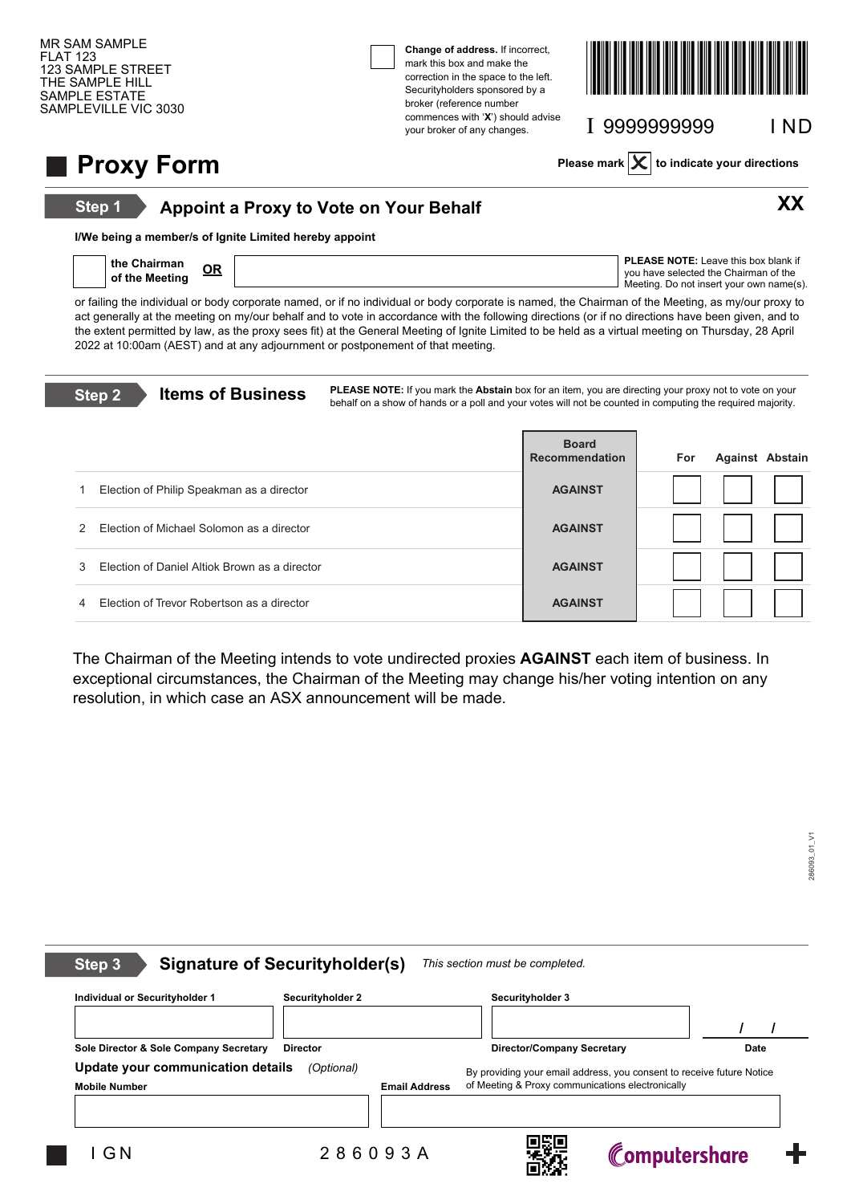MR SAM SAMPLE
FLAT 123
123 SAMPLE STREET
THE SAMPLE HILL
SAMPLE ESTATE
SAMPLEVILLE VIC 3030

☐ **Change of address.** If incorrect, mark this box and make the correction in the space to the left. Securityholders sponsored by a broker (reference number commences with '**X**') should advise your broker of any changes.

I 9999999999 I ND

# Proxy Form

Please mark ☒ to indicate your directions

## Step 1 Appoint a Proxy to Vote on Your Behalf

**XX**

**I/We being a member/s of Ignite Limited hereby appoint**

☐ **the Chairman of the Meeting** **OR** ______________________

**PLEASE NOTE:** Leave this box blank if you have selected the Chairman of the Meeting. Do not insert your own name(s).

or failing the individual or body corporate named, or if no individual or body corporate is named, the Chairman of the Meeting, as my/our proxy to act generally at the meeting on my/our behalf and to vote in accordance with the following directions (or if no directions have been given, and to the extent permitted by law, as the proxy sees fit) at the General Meeting of Ignite Limited to be held as a virtual meeting on Thursday, 28 April 2022 at 10:00am (AEST) and at any adjournment or postponement of that meeting.

## Step 2 Items of Business

**PLEASE NOTE:** If you mark the **Abstain** box for an item, you are directing your proxy not to vote on your behalf on a show of hands or a poll and your votes will not be counted in computing the required majority.

| | | Board Recommendation | For | Against | Abstain |
|---|---|---|---|---|---|
| 1 | Election of Philip Speakman as a director | **AGAINST** | ☐ | ☐ | ☐ |
| 2 | Election of Michael Solomon as a director | **AGAINST** | ☐ | ☐ | ☐ |
| 3 | Election of Daniel Altiok Brown as a director | **AGAINST** | ☐ | ☐ | ☐ |
| 4 | Election of Trevor Robertson as a director | **AGAINST** | ☐ | ☐ | ☐ |

The Chairman of the Meeting intends to vote undirected proxies **AGAINST** each item of business. In exceptional circumstances, the Chairman of the Meeting may change his/her voting intention on any resolution, in which case an ASX announcement will be made.

286093_01_V1

## Step 3 Signature of Securityholder(s)

*This section must be completed.*

| Individual or Securityholder 1 | Securityholder 2 | Securityholder 3 | |
|---|---|---|---|
| | | | / / |
| Sole Director & Sole Company Secretary | Director | Director/Company Secretary | Date |

**Update your communication details** *(Optional)*

**Mobile Number** **Email Address**

By providing your email address, you consent to receive future Notice of Meeting & Proxy communications electronically

I G N 2 8 6 0 9 3 A

Computershare